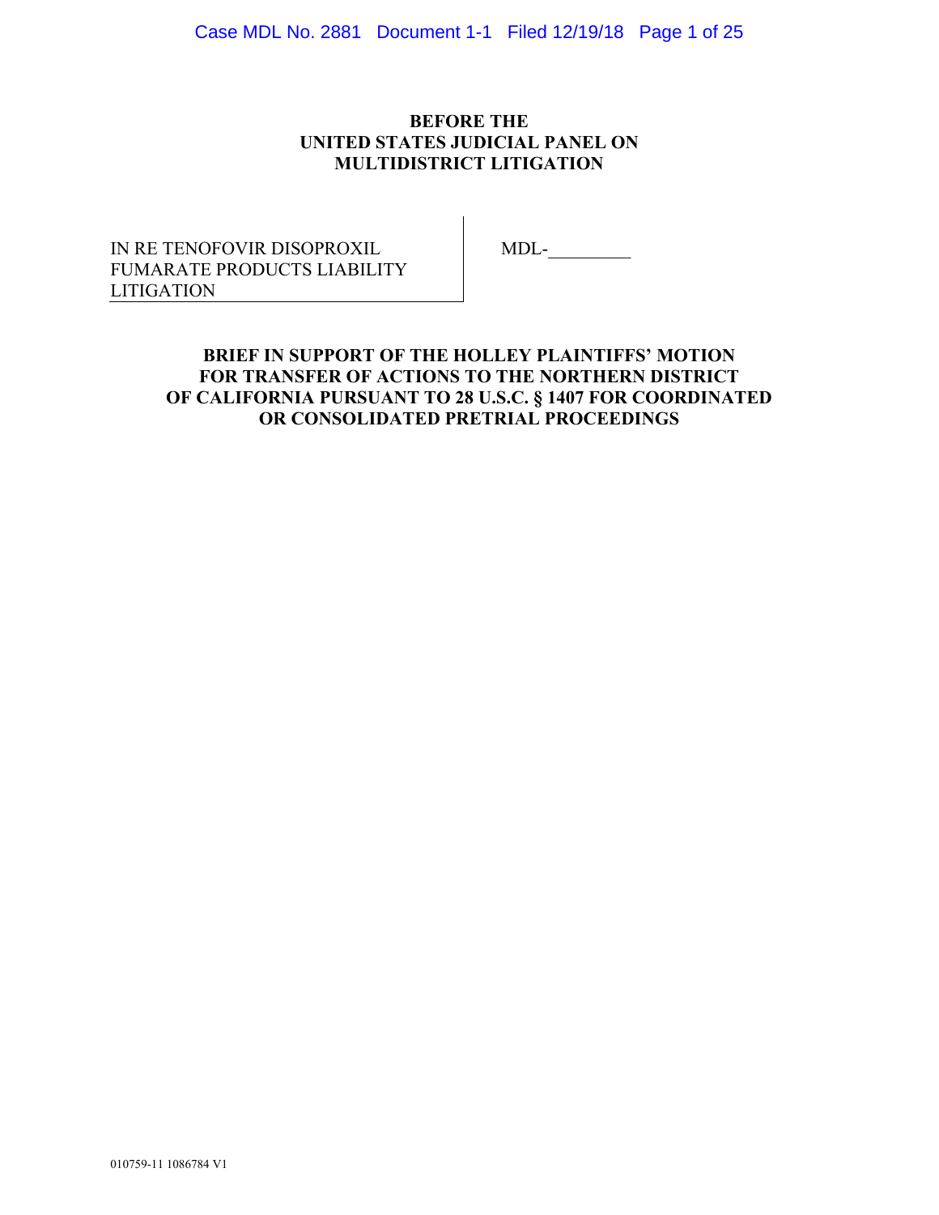**BEFORE THE**
**UNITED STATES JUDICIAL PANEL ON**
**MULTIDISTRICT LITIGATION**

| IN RE TENOFOVIR DISOPROXIL FUMARATE PRODUCTS LIABILITY LITIGATION | MDL-_________ |
|---|---|

**BRIEF IN SUPPORT OF THE HOLLEY PLAINTIFFS' MOTION FOR TRANSFER OF ACTIONS TO THE NORTHERN DISTRICT OF CALIFORNIA PURSUANT TO 28 U.S.C. § 1407 FOR COORDINATED OR CONSOLIDATED PRETRIAL PROCEEDINGS**

010759-11 1086784 V1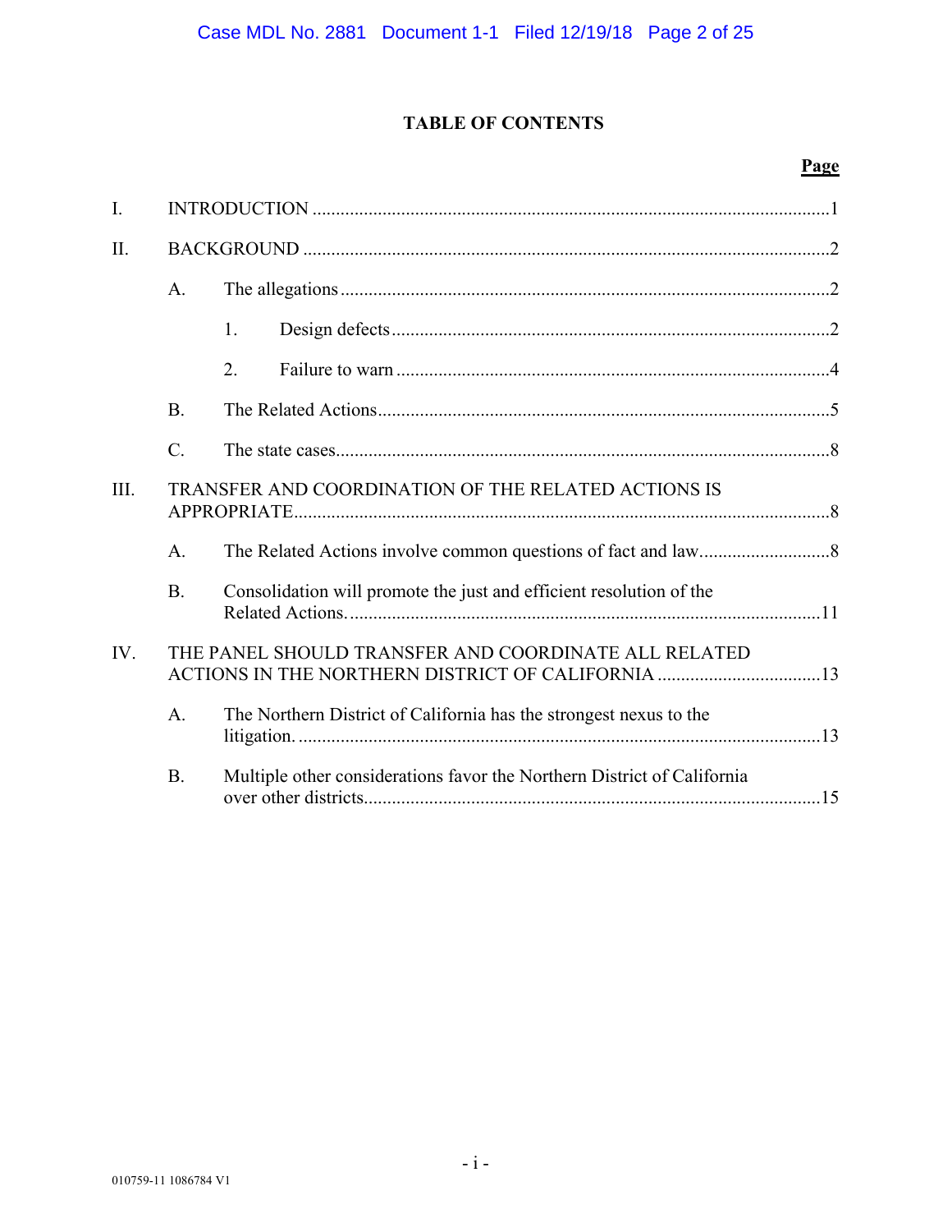# TABLE OF CONTENTS

| | Page |
|---|---|
| I. INTRODUCTION | 1 |
| II. BACKGROUND | 2 |
| A. The allegations | 2 |
| 1. Design defects | 2 |
| 2. Failure to warn | 4 |
| B. The Related Actions | 5 |
| C. The state cases | 8 |
| III. TRANSFER AND COORDINATION OF THE RELATED ACTIONS IS APPROPRIATE | 8 |
| A. The Related Actions involve common questions of fact and law | 8 |
| B. Consolidation will promote the just and efficient resolution of the Related Actions. | 11 |
| IV. THE PANEL SHOULD TRANSFER AND COORDINATE ALL RELATED ACTIONS IN THE NORTHERN DISTRICT OF CALIFORNIA | 13 |
| A. The Northern District of California has the strongest nexus to the litigation. | 13 |
| B. Multiple other considerations favor the Northern District of California over other districts | 15 |

010759-11 1086784 V1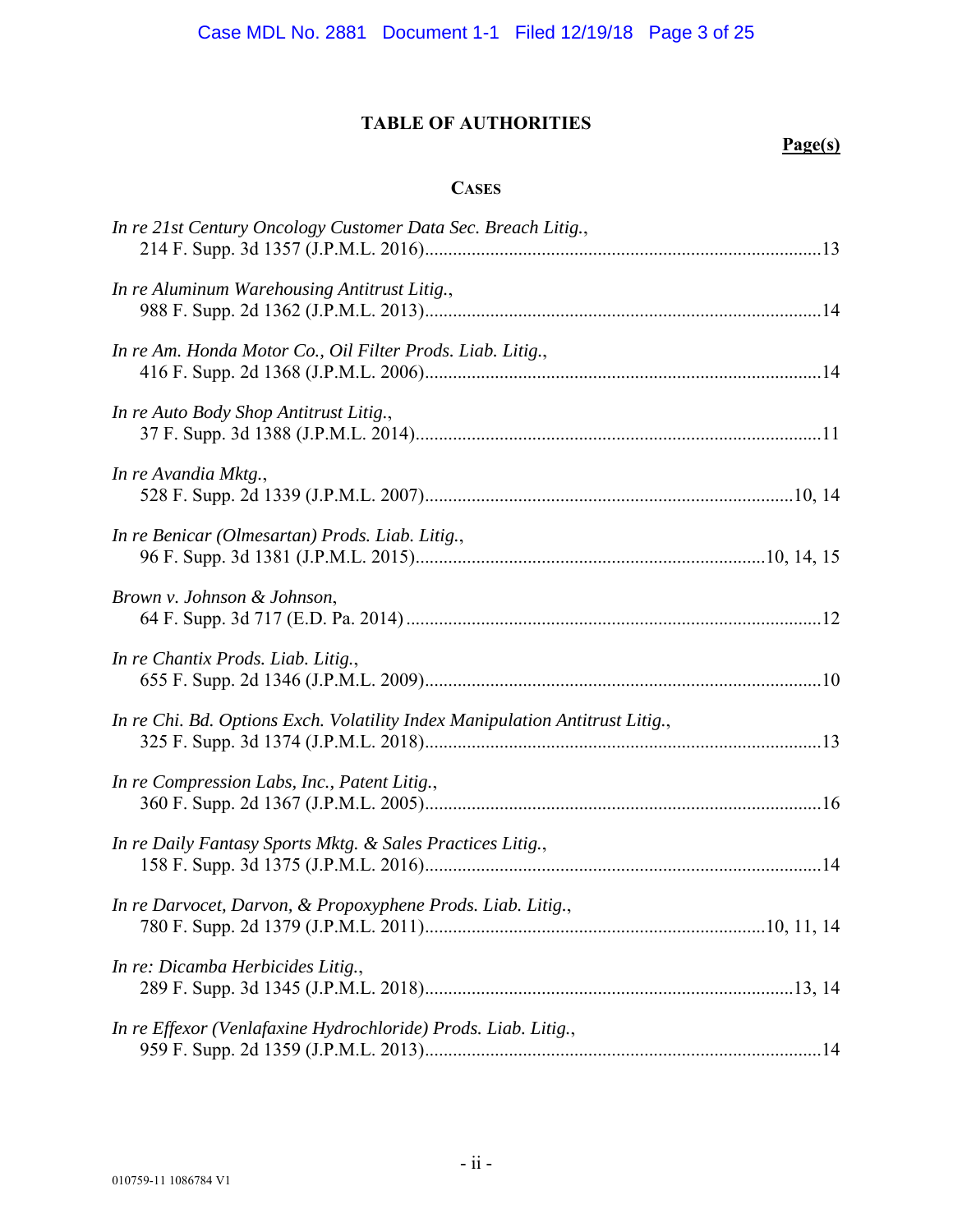# TABLE OF AUTHORITIES

**Page(s)**

## CASES

*In re 21st Century Oncology Customer Data Sec. Breach Litig.*,
214 F. Supp. 3d 1357 (J.P.M.L. 2016)....................13

*In re Aluminum Warehousing Antitrust Litig.*,
988 F. Supp. 2d 1362 (J.P.M.L. 2013)....................14

*In re Am. Honda Motor Co., Oil Filter Prods. Liab. Litig.*,
416 F. Supp. 2d 1368 (J.P.M.L. 2006)....................14

*In re Auto Body Shop Antitrust Litig.*,
37 F. Supp. 3d 1388 (J.P.M.L. 2014)....................11

*In re Avandia Mktg.*,
528 F. Supp. 2d 1339 (J.P.M.L. 2007)....................10, 14

*In re Benicar (Olmesartan) Prods. Liab. Litig.*,
96 F. Supp. 3d 1381 (J.P.M.L. 2015)....................10, 14, 15

*Brown v. Johnson & Johnson*,
64 F. Supp. 3d 717 (E.D. Pa. 2014)....................12

*In re Chantix Prods. Liab. Litig.*,
655 F. Supp. 2d 1346 (J.P.M.L. 2009)....................10

*In re Chi. Bd. Options Exch. Volatility Index Manipulation Antitrust Litig.*,
325 F. Supp. 3d 1374 (J.P.M.L. 2018)....................13

*In re Compression Labs, Inc., Patent Litig.*,
360 F. Supp. 2d 1367 (J.P.M.L. 2005)....................16

*In re Daily Fantasy Sports Mktg. & Sales Practices Litig.*,
158 F. Supp. 3d 1375 (J.P.M.L. 2016)....................14

*In re Darvocet, Darvon, & Propoxyphene Prods. Liab. Litig.*,
780 F. Supp. 2d 1379 (J.P.M.L. 2011)....................10, 11, 14

*In re: Dicamba Herbicides Litig.*,
289 F. Supp. 3d 1345 (J.P.M.L. 2018)....................13, 14

*In re Effexor (Venlafaxine Hydrochloride) Prods. Liab. Litig.*,
959 F. Supp. 2d 1359 (J.P.M.L. 2013)....................14

010759-11 1086784 V1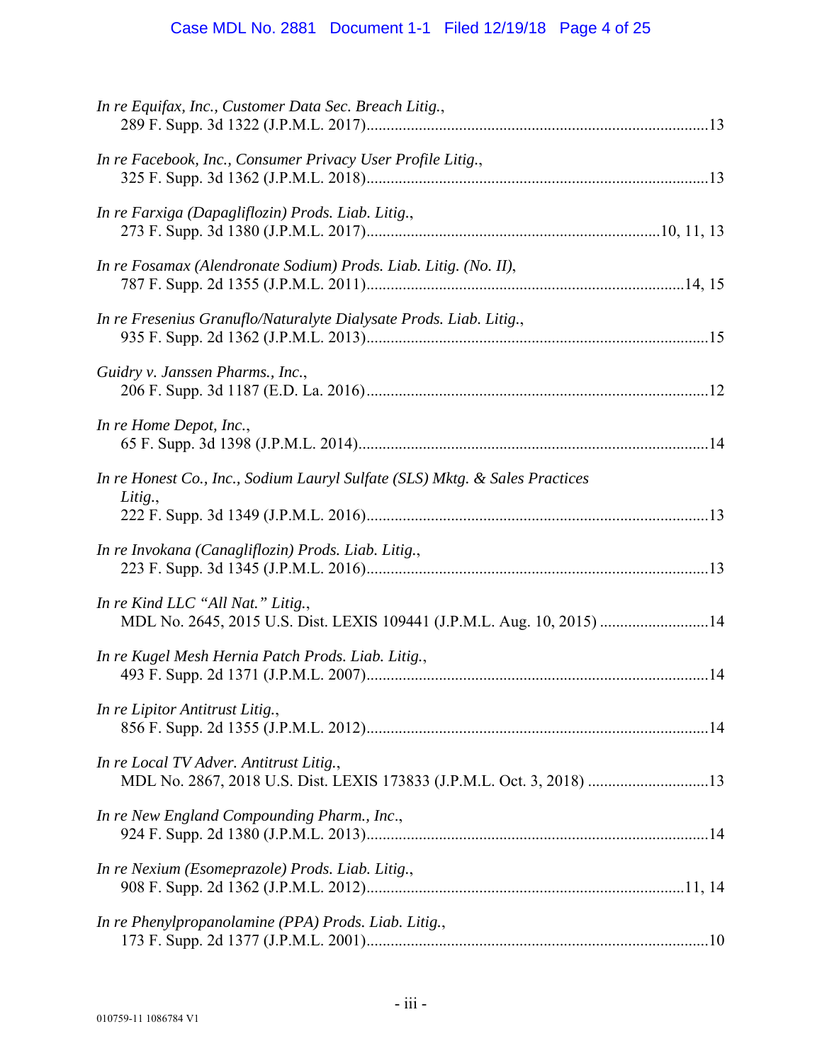*In re Equifax, Inc., Customer Data Sec. Breach Litig.*,
289 F. Supp. 3d 1322 (J.P.M.L. 2017)....................................................................................13

*In re Facebook, Inc., Consumer Privacy User Profile Litig.*,
325 F. Supp. 3d 1362 (J.P.M.L. 2018)....................................................................................13

*In re Farxiga (Dapagliflozin) Prods. Liab. Litig.*,
273 F. Supp. 3d 1380 (J.P.M.L. 2017).......................................................................10, 11, 13

*In re Fosamax (Alendronate Sodium) Prods. Liab. Litig. (No. II)*,
787 F. Supp. 2d 1355 (J.P.M.L. 2011).............................................................................14, 15

*In re Fresenius Granuflo/Naturalyte Dialysate Prods. Liab. Litig.*,
935 F. Supp. 2d 1362 (J.P.M.L. 2013)....................................................................................15

*Guidry v. Janssen Pharms., Inc.*,
206 F. Supp. 3d 1187 (E.D. La. 2016)....................................................................................12

*In re Home Depot, Inc.*,
65 F. Supp. 3d 1398 (J.P.M.L. 2014)......................................................................................14

*In re Honest Co., Inc., Sodium Lauryl Sulfate (SLS) Mktg. & Sales Practices Litig.*,
222 F. Supp. 3d 1349 (J.P.M.L. 2016)....................................................................................13

*In re Invokana (Canagliflozin) Prods. Liab. Litig.*,
223 F. Supp. 3d 1345 (J.P.M.L. 2016)....................................................................................13

*In re Kind LLC "All Nat." Litig.*,
MDL No. 2645, 2015 U.S. Dist. LEXIS 109441 (J.P.M.L. Aug. 10, 2015) ..........................14

*In re Kugel Mesh Hernia Patch Prods. Liab. Litig.*,
493 F. Supp. 2d 1371 (J.P.M.L. 2007)....................................................................................14

*In re Lipitor Antitrust Litig.*,
856 F. Supp. 2d 1355 (J.P.M.L. 2012)....................................................................................14

*In re Local TV Adver. Antitrust Litig.*,
MDL No. 2867, 2018 U.S. Dist. LEXIS 173833 (J.P.M.L. Oct. 3, 2018) .............................13

*In re New England Compounding Pharm., Inc.*,
924 F. Supp. 2d 1380 (J.P.M.L. 2013)....................................................................................14

*In re Nexium (Esomeprazole) Prods. Liab. Litig.*,
908 F. Supp. 2d 1362 (J.P.M.L. 2012)..............................................................................11, 14

*In re Phenylpropanolamine (PPA) Prods. Liab. Litig.*,
173 F. Supp. 2d 1377 (J.P.M.L. 2001)....................................................................................10

010759-11 1086784 V1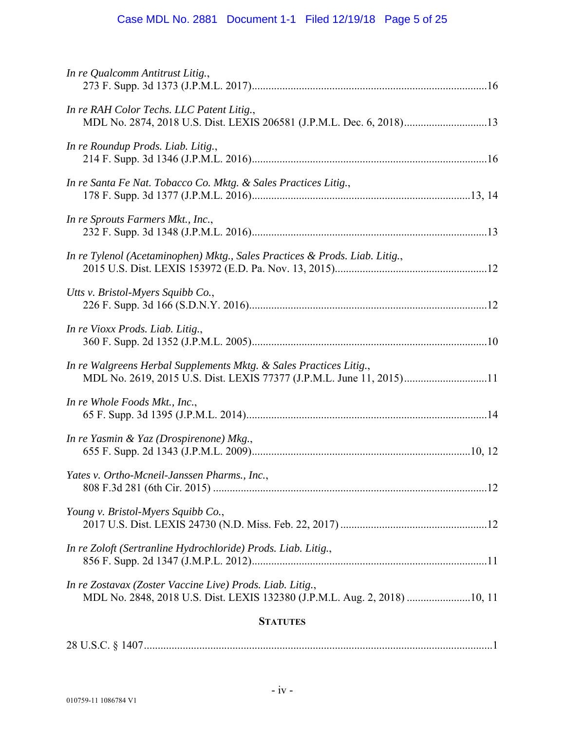*In re Qualcomm Antitrust Litig.*,
273 F. Supp. 3d 1373 (J.P.M.L. 2017)....................................................................................16

*In re RAH Color Techs. LLC Patent Litig.*,
MDL No. 2874, 2018 U.S. Dist. LEXIS 206581 (J.P.M.L. Dec. 6, 2018)..............................13

*In re Roundup Prods. Liab. Litig.*,
214 F. Supp. 3d 1346 (J.P.M.L. 2016)....................................................................................16

*In re Santa Fe Nat. Tobacco Co. Mktg. & Sales Practices Litig.*,
178 F. Supp. 3d 1377 (J.P.M.L. 2016)...............................................................................13, 14

*In re Sprouts Farmers Mkt., Inc.*,
232 F. Supp. 3d 1348 (J.P.M.L. 2016)....................................................................................13

*In re Tylenol (Acetaminophen) Mktg., Sales Practices & Prods. Liab. Litig.*,
2015 U.S. Dist. LEXIS 153972 (E.D. Pa. Nov. 13, 2015).......................................................12

*Utts v. Bristol-Myers Squibb Co.*,
226 F. Supp. 3d 166 (S.D.N.Y. 2016).....................................................................................12

*In re Vioxx Prods. Liab. Litig.*,
360 F. Supp. 2d 1352 (J.P.M.L. 2005)....................................................................................10

*In re Walgreens Herbal Supplements Mktg. & Sales Practices Litig.*,
MDL No. 2619, 2015 U.S. Dist. LEXIS 77377 (J.P.M.L. June 11, 2015)..............................11

*In re Whole Foods Mkt., Inc.*,
65 F. Supp. 3d 1395 (J.P.M.L. 2014)......................................................................................14

*In re Yasmin & Yaz (Drospirenone) Mkg.*,
655 F. Supp. 2d 1343 (J.P.M.L. 2009)...............................................................................10, 12

*Yates v. Ortho-Mcneil-Janssen Pharms., Inc.*,
808 F.3d 281 (6th Cir. 2015) ...................................................................................................12

*Young v. Bristol-Myers Squibb Co.*,
2017 U.S. Dist. LEXIS 24730 (N.D. Miss. Feb. 22, 2017) .....................................................12

*In re Zoloft (Sertranline Hydrochloride) Prods. Liab. Litig.*,
856 F. Supp. 2d 1347 (J.M.P.L. 2012)....................................................................................11

*In re Zostavax (Zoster Vaccine Live) Prods. Liab. Litig.*,
MDL No. 2848, 2018 U.S. Dist. LEXIS 132380 (J.P.M.L. Aug. 2, 2018) .......................10, 11

**STATUTES**

28 U.S.C. § 1407..............................................................................................................................1

010759-11 1086784 V1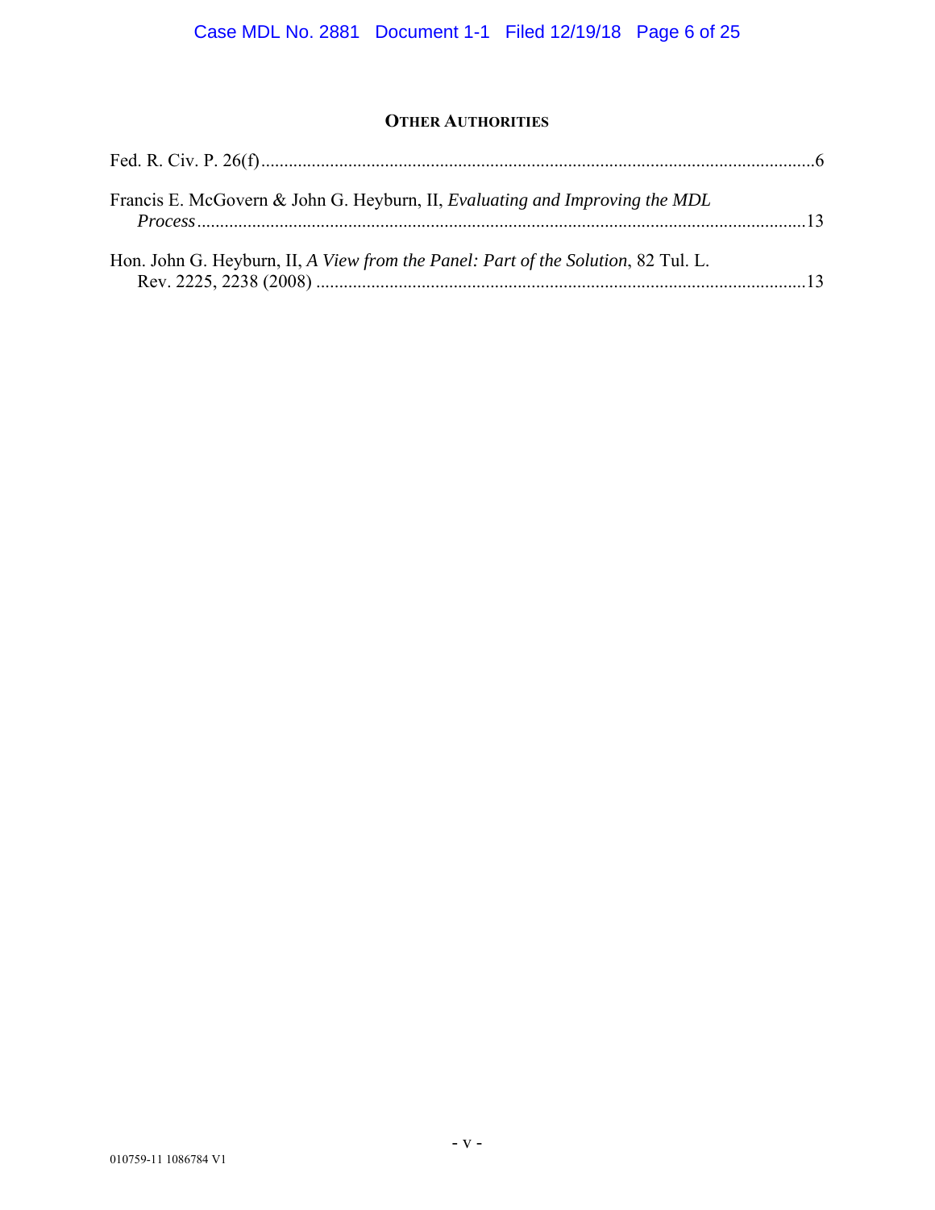## OTHER AUTHORITIES

Fed. R. Civ. P. 26(f) ..........................................................................................................................6

Francis E. McGovern & John G. Heyburn, II, *Evaluating and Improving the MDL Process* .........................................................................................................................................13

Hon. John G. Heyburn, II, *A View from the Panel: Part of the Solution*, 82 Tul. L. Rev. 2225, 2238 (2008) ...........................................................................................................13

010759-11 1086784 V1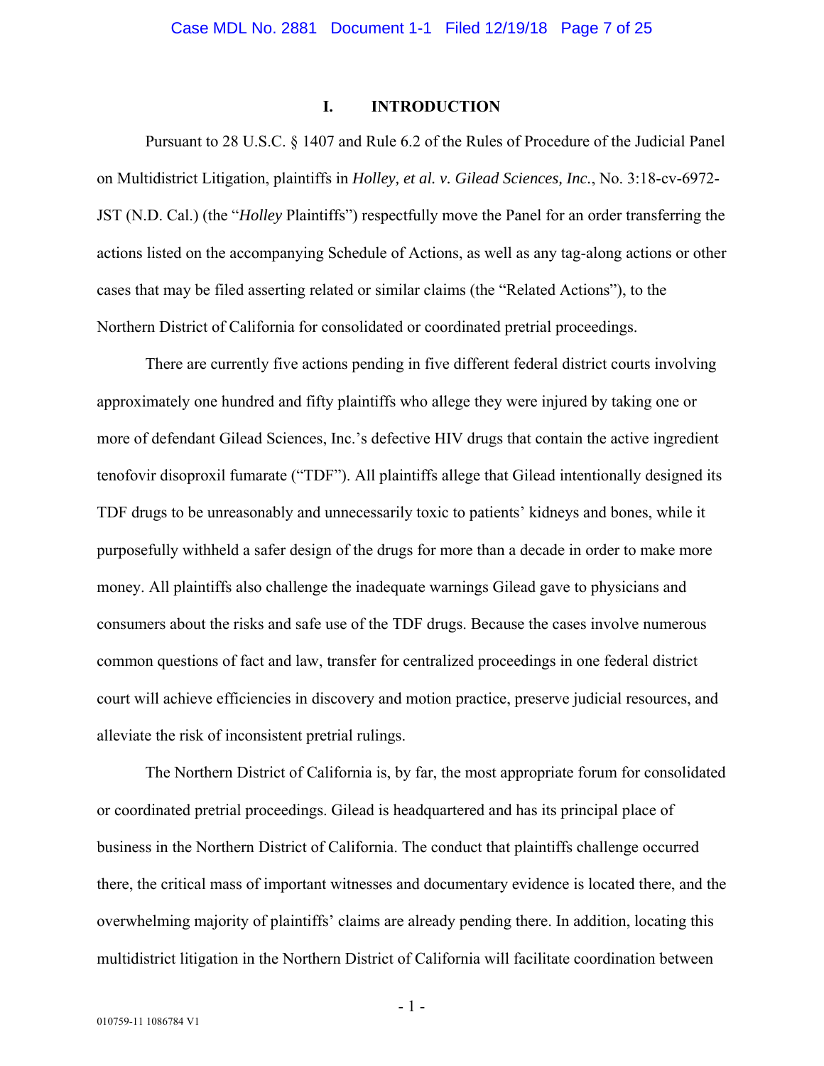## I. INTRODUCTION

Pursuant to 28 U.S.C. § 1407 and Rule 6.2 of the Rules of Procedure of the Judicial Panel on Multidistrict Litigation, plaintiffs in *Holley, et al. v. Gilead Sciences, Inc.*, No. 3:18-cv-6972-JST (N.D. Cal.) (the "*Holley* Plaintiffs") respectfully move the Panel for an order transferring the actions listed on the accompanying Schedule of Actions, as well as any tag-along actions or other cases that may be filed asserting related or similar claims (the "Related Actions"), to the Northern District of California for consolidated or coordinated pretrial proceedings.

There are currently five actions pending in five different federal district courts involving approximately one hundred and fifty plaintiffs who allege they were injured by taking one or more of defendant Gilead Sciences, Inc.'s defective HIV drugs that contain the active ingredient tenofovir disoproxil fumarate ("TDF"). All plaintiffs allege that Gilead intentionally designed its TDF drugs to be unreasonably and unnecessarily toxic to patients' kidneys and bones, while it purposefully withheld a safer design of the drugs for more than a decade in order to make more money. All plaintiffs also challenge the inadequate warnings Gilead gave to physicians and consumers about the risks and safe use of the TDF drugs. Because the cases involve numerous common questions of fact and law, transfer for centralized proceedings in one federal district court will achieve efficiencies in discovery and motion practice, preserve judicial resources, and alleviate the risk of inconsistent pretrial rulings.

The Northern District of California is, by far, the most appropriate forum for consolidated or coordinated pretrial proceedings. Gilead is headquartered and has its principal place of business in the Northern District of California. The conduct that plaintiffs challenge occurred there, the critical mass of important witnesses and documentary evidence is located there, and the overwhelming majority of plaintiffs' claims are already pending there. In addition, locating this multidistrict litigation in the Northern District of California will facilitate coordination between

010759-11 1086784 V1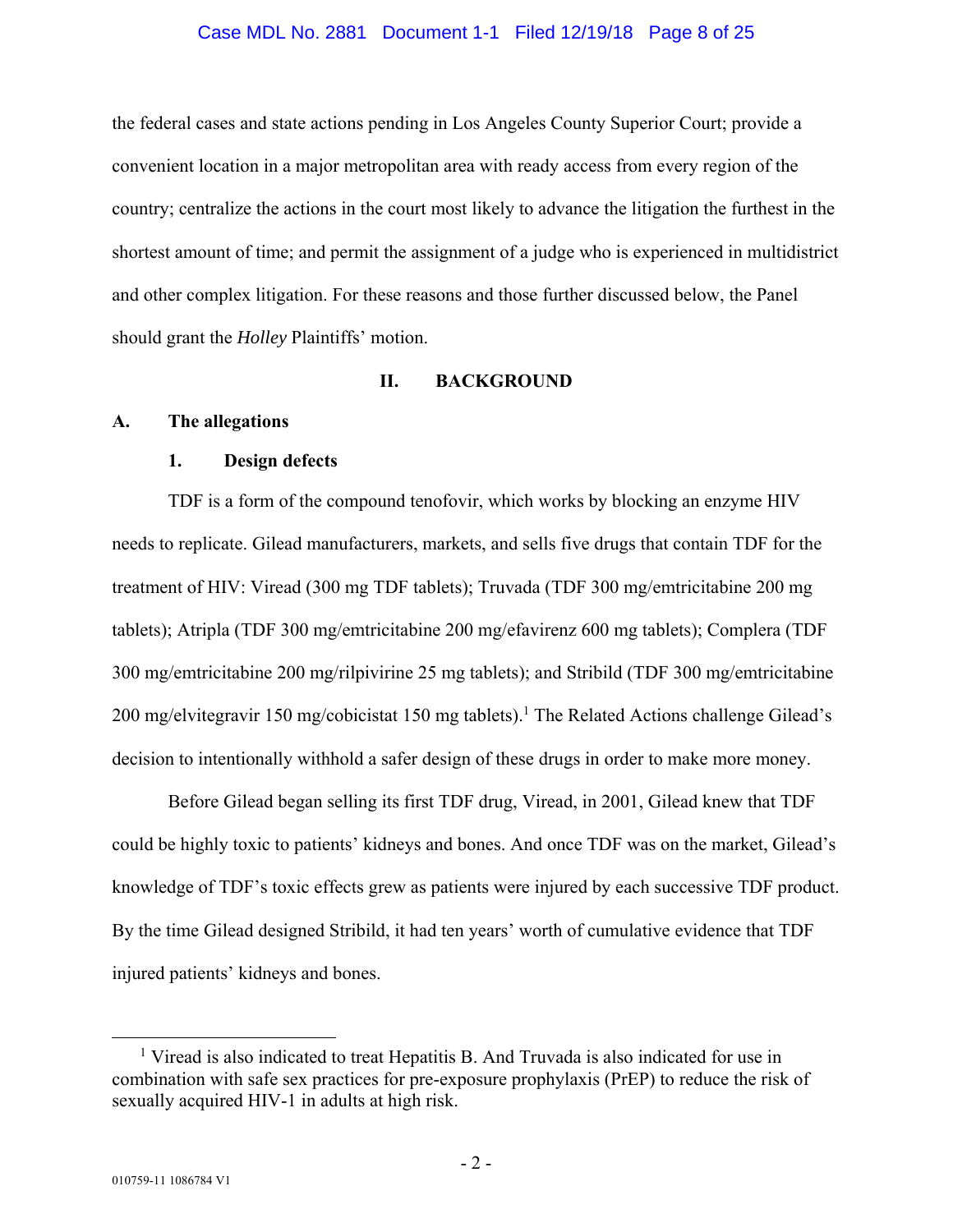the federal cases and state actions pending in Los Angeles County Superior Court; provide a convenient location in a major metropolitan area with ready access from every region of the country; centralize the actions in the court most likely to advance the litigation the furthest in the shortest amount of time; and permit the assignment of a judge who is experienced in multidistrict and other complex litigation. For these reasons and those further discussed below, the Panel should grant the *Holley* Plaintiffs' motion.

## II. BACKGROUND

### A. The allegations

#### 1. Design defects

TDF is a form of the compound tenofovir, which works by blocking an enzyme HIV needs to replicate. Gilead manufacturers, markets, and sells five drugs that contain TDF for the treatment of HIV: Viread (300 mg TDF tablets); Truvada (TDF 300 mg/emtricitabine 200 mg tablets); Atripla (TDF 300 mg/emtricitabine 200 mg/efavirenz 600 mg tablets); Complera (TDF 300 mg/emtricitabine 200 mg/rilpivirine 25 mg tablets); and Stribild (TDF 300 mg/emtricitabine 200 mg/elvitegravir 150 mg/cobicistat 150 mg tablets).[1] The Related Actions challenge Gilead's decision to intentionally withhold a safer design of these drugs in order to make more money.

Before Gilead began selling its first TDF drug, Viread, in 2001, Gilead knew that TDF could be highly toxic to patients' kidneys and bones. And once TDF was on the market, Gilead's knowledge of TDF's toxic effects grew as patients were injured by each successive TDF product. By the time Gilead designed Stribild, it had ten years' worth of cumulative evidence that TDF injured patients' kidneys and bones.

---

[1] Viread is also indicated to treat Hepatitis B. And Truvada is also indicated for use in combination with safe sex practices for pre-exposure prophylaxis (PrEP) to reduce the risk of sexually acquired HIV-1 in adults at high risk.

010759-11 1086784 V1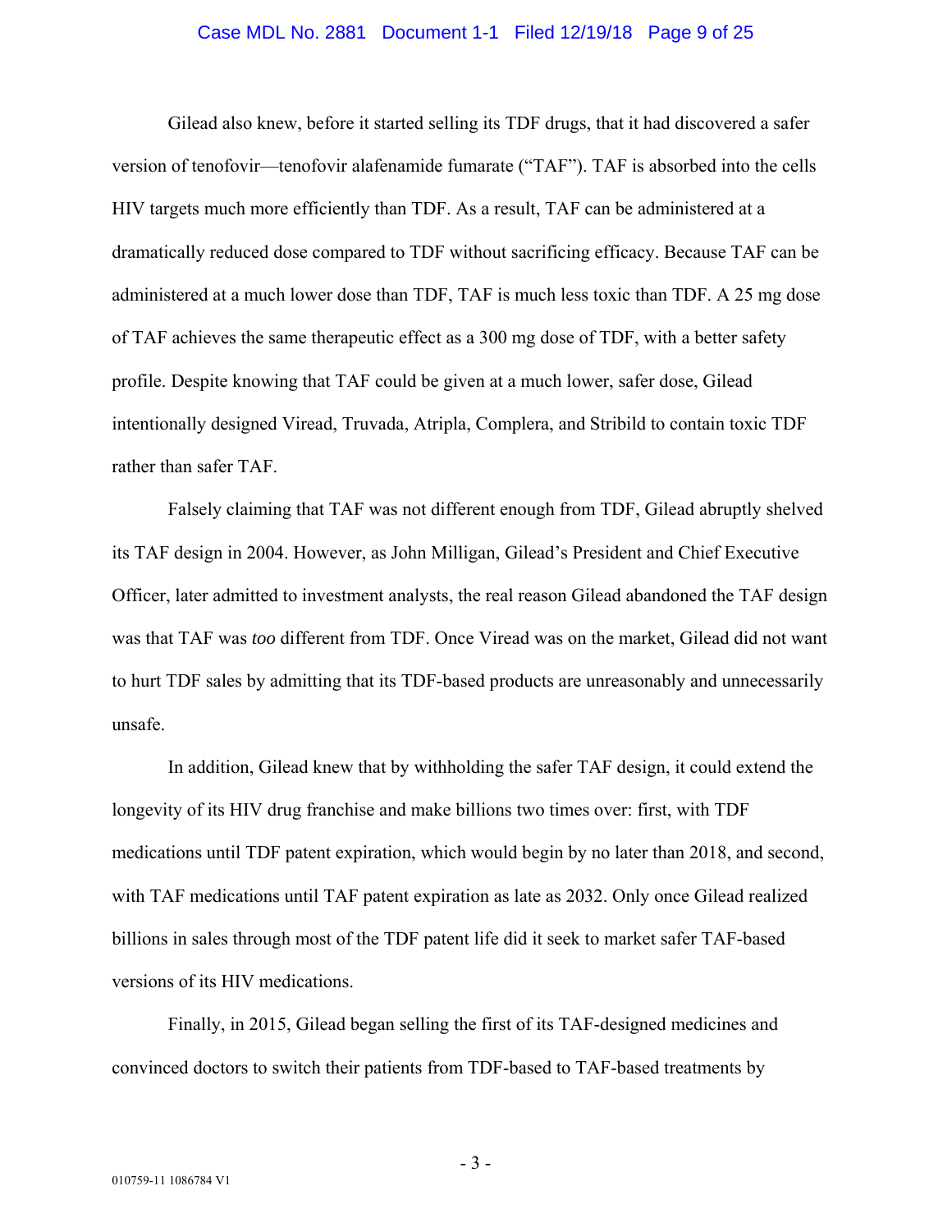Gilead also knew, before it started selling its TDF drugs, that it had discovered a safer version of tenofovir—tenofovir alafenamide fumarate ("TAF"). TAF is absorbed into the cells HIV targets much more efficiently than TDF. As a result, TAF can be administered at a dramatically reduced dose compared to TDF without sacrificing efficacy. Because TAF can be administered at a much lower dose than TDF, TAF is much less toxic than TDF. A 25 mg dose of TAF achieves the same therapeutic effect as a 300 mg dose of TDF, with a better safety profile. Despite knowing that TAF could be given at a much lower, safer dose, Gilead intentionally designed Viread, Truvada, Atripla, Complera, and Stribild to contain toxic TDF rather than safer TAF.

Falsely claiming that TAF was not different enough from TDF, Gilead abruptly shelved its TAF design in 2004. However, as John Milligan, Gilead's President and Chief Executive Officer, later admitted to investment analysts, the real reason Gilead abandoned the TAF design was that TAF was *too* different from TDF. Once Viread was on the market, Gilead did not want to hurt TDF sales by admitting that its TDF-based products are unreasonably and unnecessarily unsafe.

In addition, Gilead knew that by withholding the safer TAF design, it could extend the longevity of its HIV drug franchise and make billions two times over: first, with TDF medications until TDF patent expiration, which would begin by no later than 2018, and second, with TAF medications until TAF patent expiration as late as 2032. Only once Gilead realized billions in sales through most of the TDF patent life did it seek to market safer TAF-based versions of its HIV medications.

Finally, in 2015, Gilead began selling the first of its TAF-designed medicines and convinced doctors to switch their patients from TDF-based to TAF-based treatments by

010759-11 1086784 V1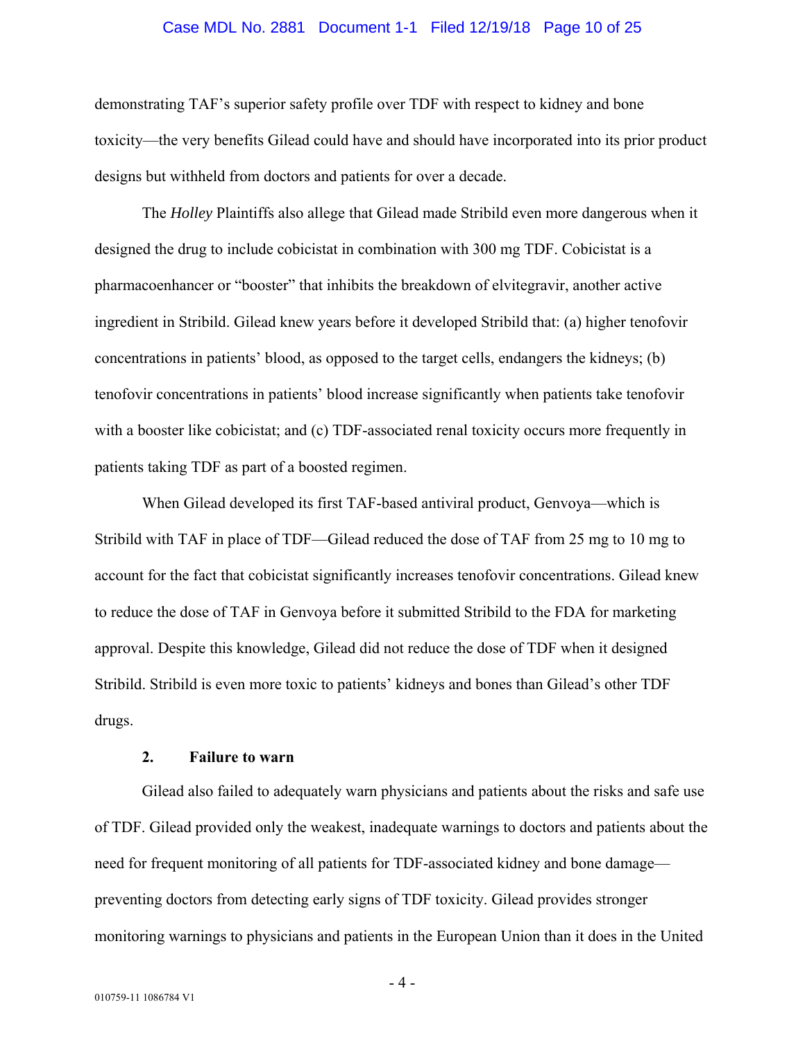demonstrating TAF's superior safety profile over TDF with respect to kidney and bone toxicity—the very benefits Gilead could have and should have incorporated into its prior product designs but withheld from doctors and patients for over a decade.

The *Holley* Plaintiffs also allege that Gilead made Stribild even more dangerous when it designed the drug to include cobicistat in combination with 300 mg TDF. Cobicistat is a pharmacoenhancer or "booster" that inhibits the breakdown of elvitegravir, another active ingredient in Stribild. Gilead knew years before it developed Stribild that: (a) higher tenofovir concentrations in patients' blood, as opposed to the target cells, endangers the kidneys; (b) tenofovir concentrations in patients' blood increase significantly when patients take tenofovir with a booster like cobicistat; and (c) TDF-associated renal toxicity occurs more frequently in patients taking TDF as part of a boosted regimen.

When Gilead developed its first TAF-based antiviral product, Genvoya—which is Stribild with TAF in place of TDF—Gilead reduced the dose of TAF from 25 mg to 10 mg to account for the fact that cobicistat significantly increases tenofovir concentrations. Gilead knew to reduce the dose of TAF in Genvoya before it submitted Stribild to the FDA for marketing approval. Despite this knowledge, Gilead did not reduce the dose of TDF when it designed Stribild. Stribild is even more toxic to patients' kidneys and bones than Gilead's other TDF drugs.

**2. Failure to warn**

Gilead also failed to adequately warn physicians and patients about the risks and safe use of TDF. Gilead provided only the weakest, inadequate warnings to doctors and patients about the need for frequent monitoring of all patients for TDF-associated kidney and bone damage—preventing doctors from detecting early signs of TDF toxicity. Gilead provides stronger monitoring warnings to physicians and patients in the European Union than it does in the United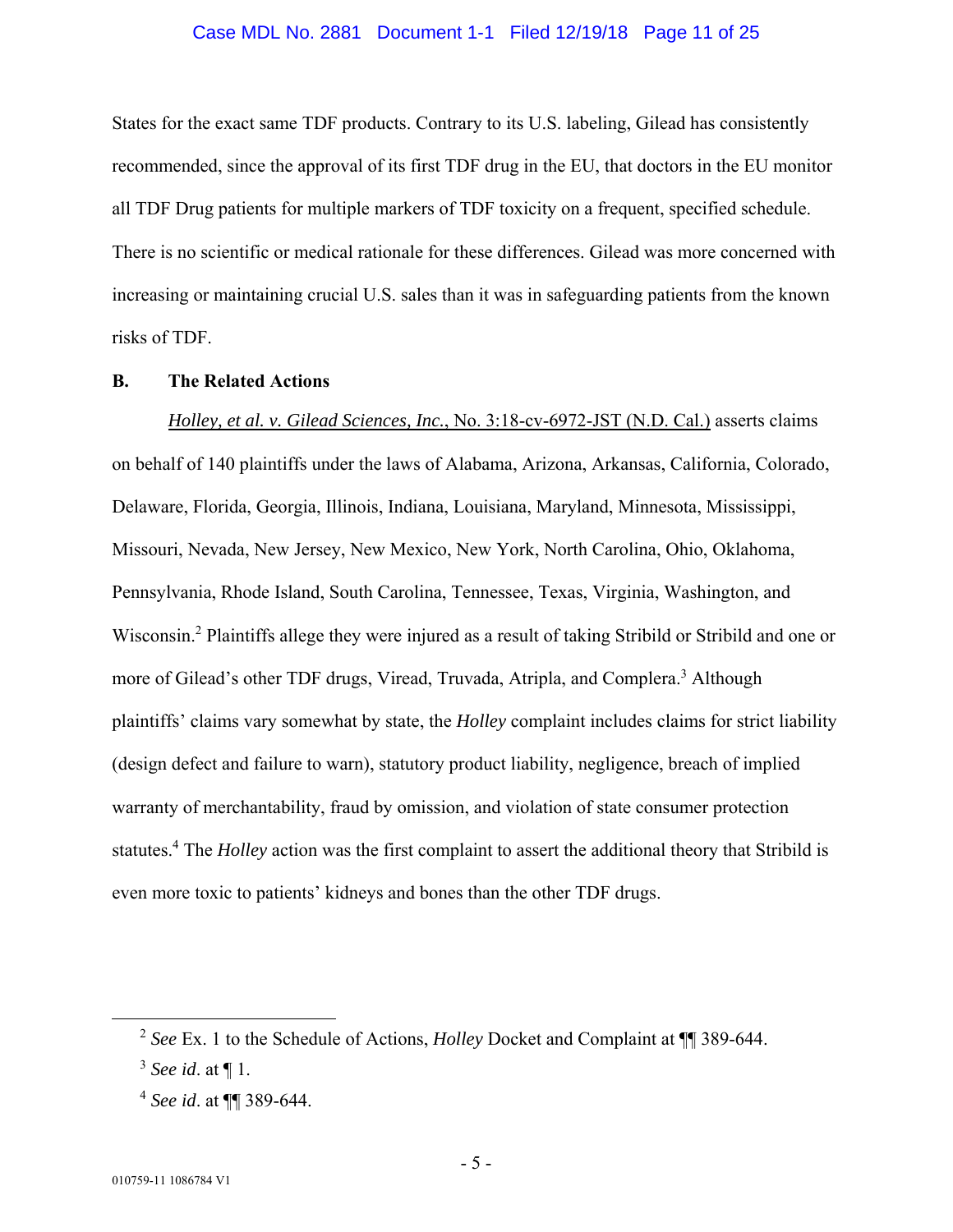States for the exact same TDF products. Contrary to its U.S. labeling, Gilead has consistently recommended, since the approval of its first TDF drug in the EU, that doctors in the EU monitor all TDF Drug patients for multiple markers of TDF toxicity on a frequent, specified schedule. There is no scientific or medical rationale for these differences. Gilead was more concerned with increasing or maintaining crucial U.S. sales than it was in safeguarding patients from the known risks of TDF.

**B. The Related Actions**

*Holley, et al. v. Gilead Sciences, Inc.*, No. 3:18-cv-6972-JST (N.D. Cal.) asserts claims on behalf of 140 plaintiffs under the laws of Alabama, Arizona, Arkansas, California, Colorado, Delaware, Florida, Georgia, Illinois, Indiana, Louisiana, Maryland, Minnesota, Mississippi, Missouri, Nevada, New Jersey, New Mexico, New York, North Carolina, Ohio, Oklahoma, Pennsylvania, Rhode Island, South Carolina, Tennessee, Texas, Virginia, Washington, and Wisconsin.[2] Plaintiffs allege they were injured as a result of taking Stribild or Stribild and one or more of Gilead's other TDF drugs, Viread, Truvada, Atripla, and Complera.[3] Although plaintiffs' claims vary somewhat by state, the *Holley* complaint includes claims for strict liability (design defect and failure to warn), statutory product liability, negligence, breach of implied warranty of merchantability, fraud by omission, and violation of state consumer protection statutes.[4] The *Holley* action was the first complaint to assert the additional theory that Stribild is even more toxic to patients' kidneys and bones than the other TDF drugs.

---

[2] *See* Ex. 1 to the Schedule of Actions, *Holley* Docket and Complaint at ¶¶ 389-644.

[3] *See id*. at ¶ 1.

[4] *See id*. at ¶¶ 389-644.

010759-11 1086784 V1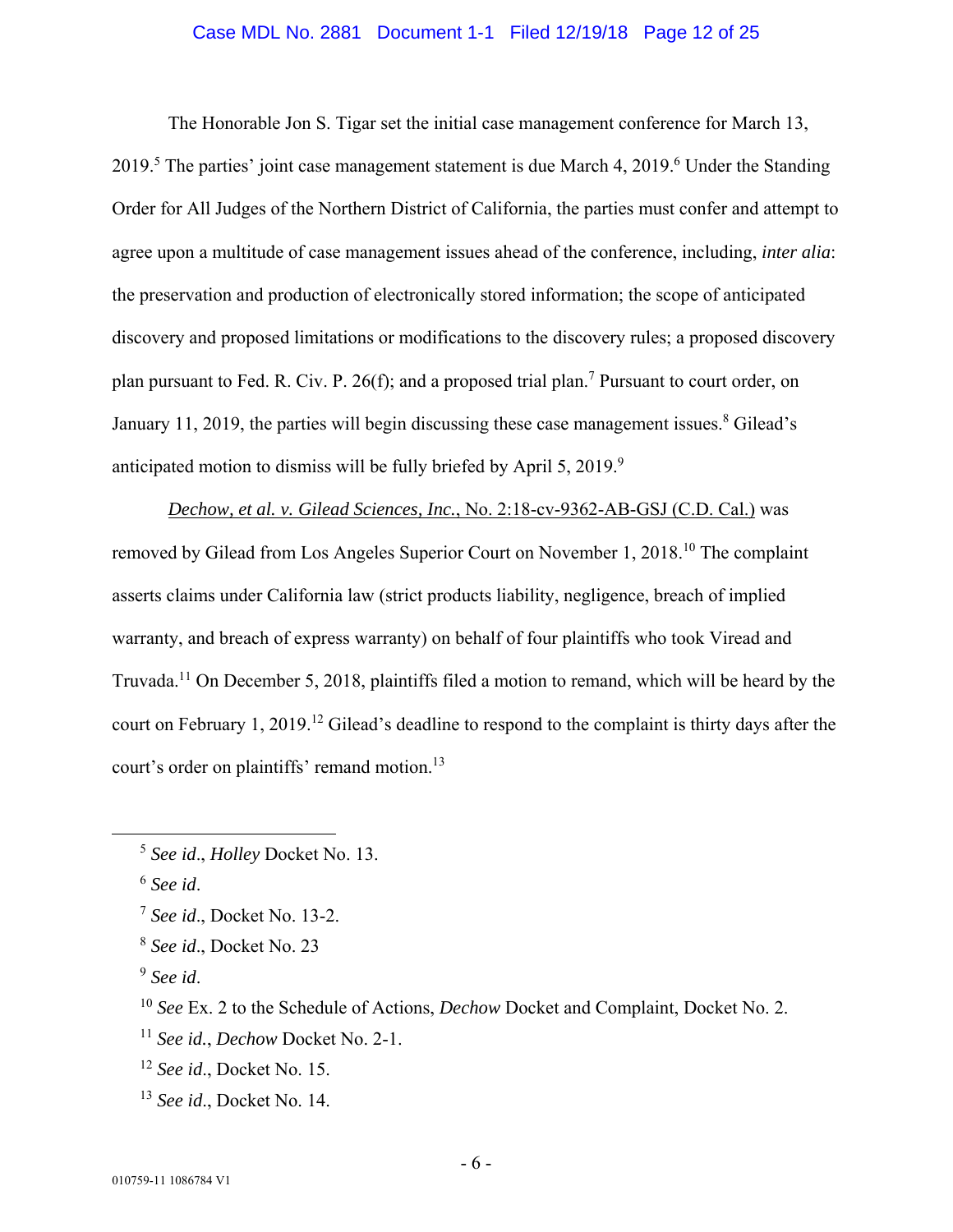The Honorable Jon S. Tigar set the initial case management conference for March 13, 2019.[5] The parties' joint case management statement is due March 4, 2019.[6] Under the Standing Order for All Judges of the Northern District of California, the parties must confer and attempt to agree upon a multitude of case management issues ahead of the conference, including, *inter alia*: the preservation and production of electronically stored information; the scope of anticipated discovery and proposed limitations or modifications to the discovery rules; a proposed discovery plan pursuant to Fed. R. Civ. P. 26(f); and a proposed trial plan.[7] Pursuant to court order, on January 11, 2019, the parties will begin discussing these case management issues.[8] Gilead's anticipated motion to dismiss will be fully briefed by April 5, 2019.[9]

*Dechow, et al. v. Gilead Sciences, Inc.*, No. 2:18-cv-9362-AB-GSJ (C.D. Cal.) was removed by Gilead from Los Angeles Superior Court on November 1, 2018.[10] The complaint asserts claims under California law (strict products liability, negligence, breach of implied warranty, and breach of express warranty) on behalf of four plaintiffs who took Viread and Truvada.[11] On December 5, 2018, plaintiffs filed a motion to remand, which will be heard by the court on February 1, 2019.[12] Gilead's deadline to respond to the complaint is thirty days after the court's order on plaintiffs' remand motion.[13]

---

[5] *See id*., *Holley* Docket No. 13.

[6] *See id*.

[7] *See id*., Docket No. 13-2.

[8] *See id*., Docket No. 23

[9] *See id*.

[10] *See* Ex. 2 to the Schedule of Actions, *Dechow* Docket and Complaint, Docket No. 2.

[11] *See id.*, *Dechow* Docket No. 2-1.

[12] *See id*., Docket No. 15.

[13] *See id*., Docket No. 14.

010759-11 1086784 V1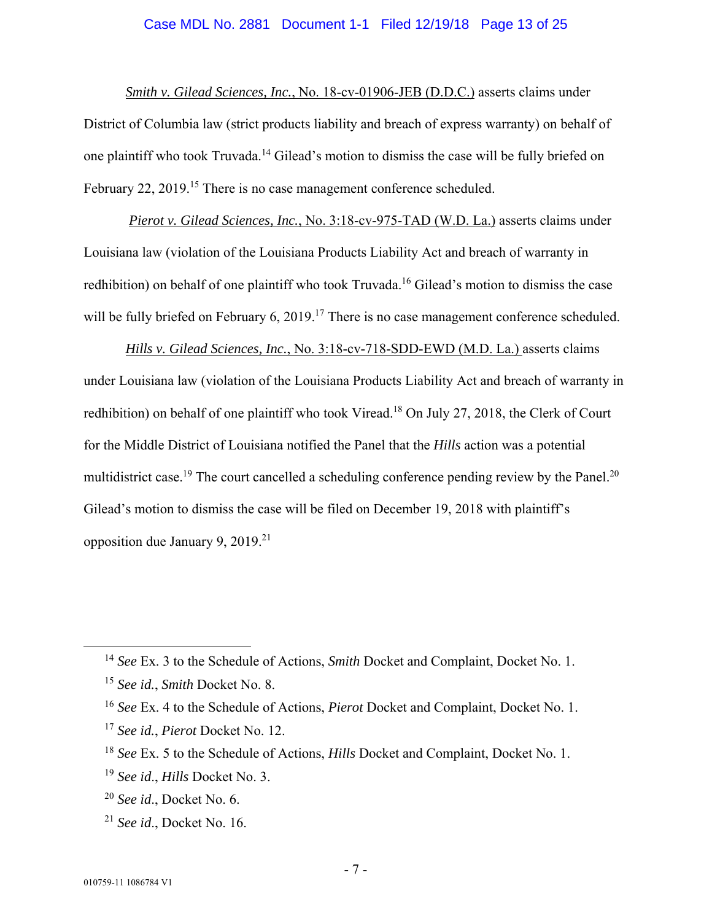Smith v. Gilead Sciences, Inc., No. 18-cv-01906-JEB (D.D.C.) asserts claims under District of Columbia law (strict products liability and breach of express warranty) on behalf of one plaintiff who took Truvada.[14] Gilead's motion to dismiss the case will be fully briefed on February 22, 2019.[15] There is no case management conference scheduled.

Pierot v. Gilead Sciences, Inc., No. 3:18-cv-975-TAD (W.D. La.) asserts claims under Louisiana law (violation of the Louisiana Products Liability Act and breach of warranty in redhibition) on behalf of one plaintiff who took Truvada.[16] Gilead's motion to dismiss the case will be fully briefed on February 6, 2019.[17] There is no case management conference scheduled.

Hills v. Gilead Sciences, Inc., No. 3:18-cv-718-SDD-EWD (M.D. La.) asserts claims under Louisiana law (violation of the Louisiana Products Liability Act and breach of warranty in redhibition) on behalf of one plaintiff who took Viread.[18] On July 27, 2018, the Clerk of Court for the Middle District of Louisiana notified the Panel that the *Hills* action was a potential multidistrict case.[19] The court cancelled a scheduling conference pending review by the Panel.[20] Gilead's motion to dismiss the case will be filed on December 19, 2018 with plaintiff's opposition due January 9, 2019.[21]

---

[14] *See* Ex. 3 to the Schedule of Actions, *Smith* Docket and Complaint, Docket No. 1.

[15] *See id.*, *Smith* Docket No. 8.

[16] *See* Ex. 4 to the Schedule of Actions, *Pierot* Docket and Complaint, Docket No. 1.

[17] *See id.*, *Pierot* Docket No. 12.

[18] *See* Ex. 5 to the Schedule of Actions, *Hills* Docket and Complaint, Docket No. 1.

[19] *See id*., *Hills* Docket No. 3.

[20] *See id*., Docket No. 6.

[21] *See id*., Docket No. 16.

010759-11 1086784 V1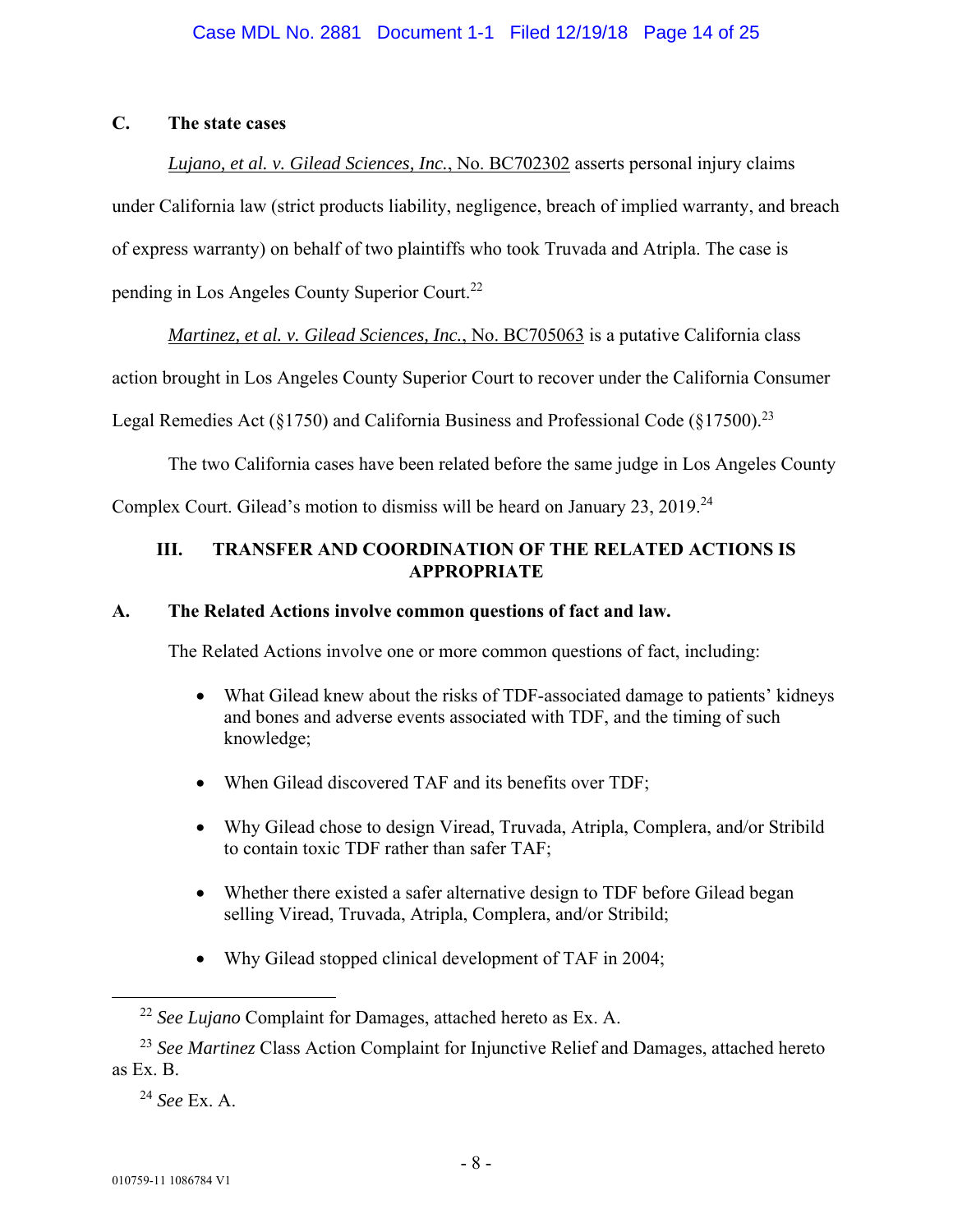### C. The state cases

*Lujano, et al. v. Gilead Sciences, Inc.*, No. BC702302 asserts personal injury claims under California law (strict products liability, negligence, breach of implied warranty, and breach of express warranty) on behalf of two plaintiffs who took Truvada and Atripla. The case is pending in Los Angeles County Superior Court.[22]

*Martinez, et al. v. Gilead Sciences, Inc.*, No. BC705063 is a putative California class action brought in Los Angeles County Superior Court to recover under the California Consumer Legal Remedies Act (§1750) and California Business and Professional Code (§17500).[23]

The two California cases have been related before the same judge in Los Angeles County Complex Court. Gilead's motion to dismiss will be heard on January 23, 2019.[24]

## III. TRANSFER AND COORDINATION OF THE RELATED ACTIONS IS APPROPRIATE

### A. The Related Actions involve common questions of fact and law.

The Related Actions involve one or more common questions of fact, including:

- What Gilead knew about the risks of TDF-associated damage to patients' kidneys and bones and adverse events associated with TDF, and the timing of such knowledge;
- When Gilead discovered TAF and its benefits over TDF;
- Why Gilead chose to design Viread, Truvada, Atripla, Complera, and/or Stribild to contain toxic TDF rather than safer TAF;
- Whether there existed a safer alternative design to TDF before Gilead began selling Viread, Truvada, Atripla, Complera, and/or Stribild;
- Why Gilead stopped clinical development of TAF in 2004;

---

[22] *See Lujano* Complaint for Damages, attached hereto as Ex. A.

[23] *See Martinez* Class Action Complaint for Injunctive Relief and Damages, attached hereto as Ex. B.

[24] *See* Ex. A.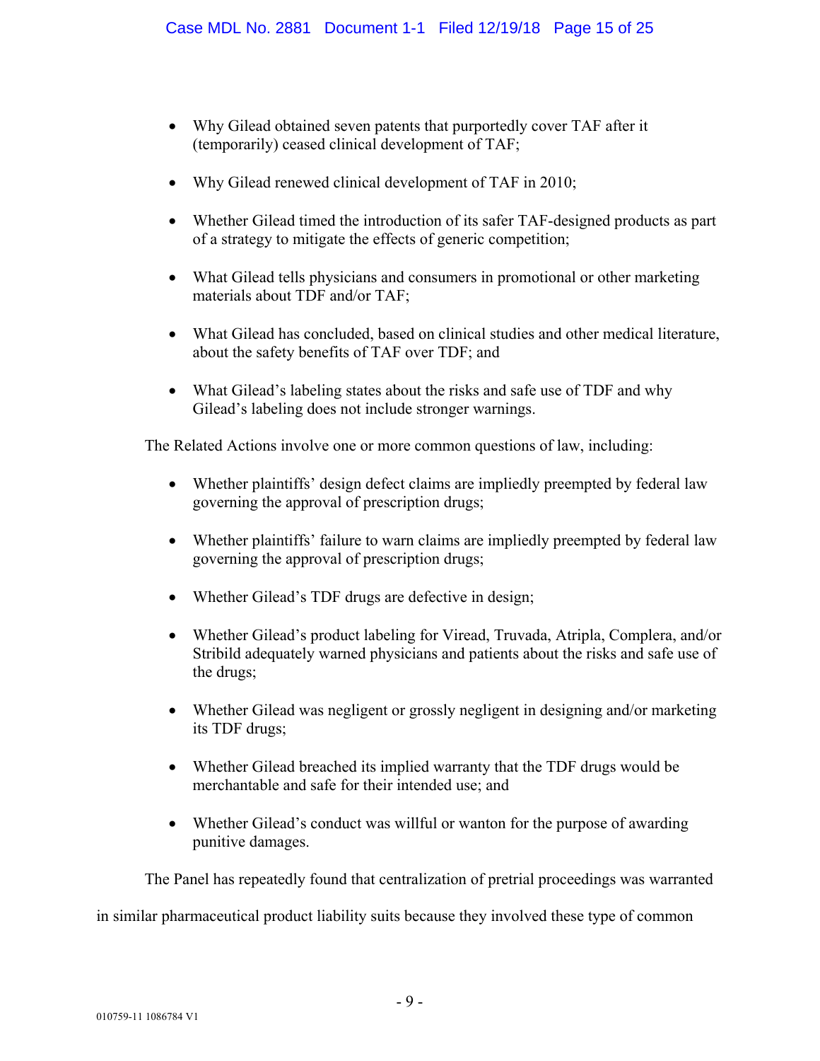- Why Gilead obtained seven patents that purportedly cover TAF after it (temporarily) ceased clinical development of TAF;

- Why Gilead renewed clinical development of TAF in 2010;

- Whether Gilead timed the introduction of its safer TAF-designed products as part of a strategy to mitigate the effects of generic competition;

- What Gilead tells physicians and consumers in promotional or other marketing materials about TDF and/or TAF;

- What Gilead has concluded, based on clinical studies and other medical literature, about the safety benefits of TAF over TDF; and

- What Gilead's labeling states about the risks and safe use of TDF and why Gilead's labeling does not include stronger warnings.

The Related Actions involve one or more common questions of law, including:

- Whether plaintiffs' design defect claims are impliedly preempted by federal law governing the approval of prescription drugs;

- Whether plaintiffs' failure to warn claims are impliedly preempted by federal law governing the approval of prescription drugs;

- Whether Gilead's TDF drugs are defective in design;

- Whether Gilead's product labeling for Viread, Truvada, Atripla, Complera, and/or Stribild adequately warned physicians and patients about the risks and safe use of the drugs;

- Whether Gilead was negligent or grossly negligent in designing and/or marketing its TDF drugs;

- Whether Gilead breached its implied warranty that the TDF drugs would be merchantable and safe for their intended use; and

- Whether Gilead's conduct was willful or wanton for the purpose of awarding punitive damages.

The Panel has repeatedly found that centralization of pretrial proceedings was warranted in similar pharmaceutical product liability suits because they involved these type of common

010759-11 1086784 V1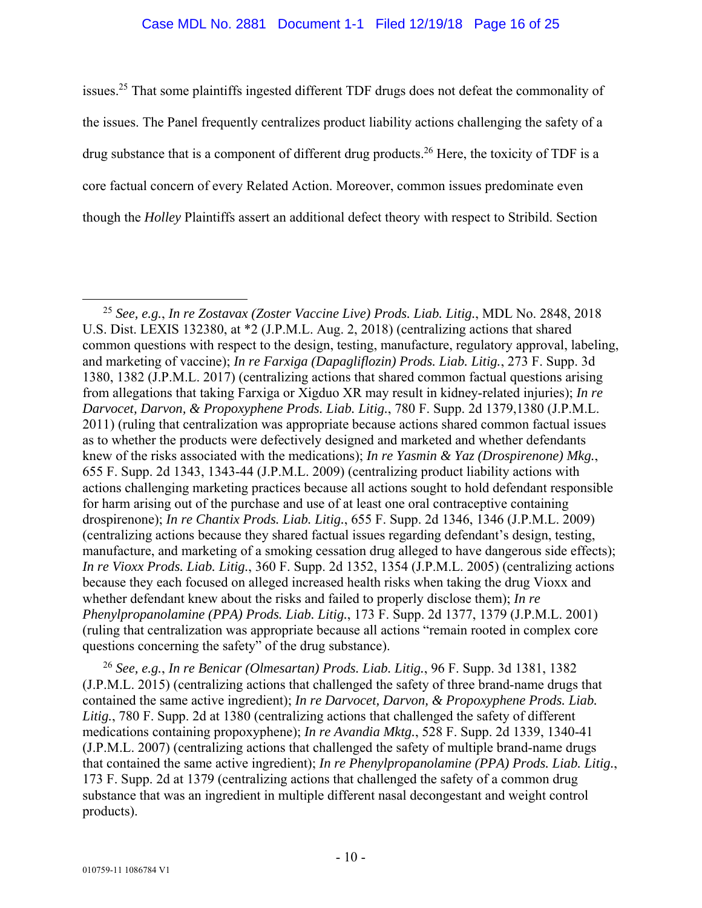issues.[25] That some plaintiffs ingested different TDF drugs does not defeat the commonality of the issues. The Panel frequently centralizes product liability actions challenging the safety of a drug substance that is a component of different drug products.[26] Here, the toxicity of TDF is a core factual concern of every Related Action. Moreover, common issues predominate even though the *Holley* Plaintiffs assert an additional defect theory with respect to Stribild. Section

---

[25] *See, e.g.*, *In re Zostavax (Zoster Vaccine Live) Prods. Liab. Litig.*, MDL No. 2848, 2018 U.S. Dist. LEXIS 132380, at *2 (J.P.M.L. Aug. 2, 2018) (centralizing actions that shared common questions with respect to the design, testing, manufacture, regulatory approval, labeling, and marketing of vaccine); *In re Farxiga (Dapagliflozin) Prods. Liab. Litig.*, 273 F. Supp. 3d 1380, 1382 (J.P.M.L. 2017) (centralizing actions that shared common factual questions arising from allegations that taking Farxiga or Xigduo XR may result in kidney-related injuries); *In re Darvocet, Darvon, & Propoxyphene Prods. Liab. Litig.*, 780 F. Supp. 2d 1379,1380 (J.P.M.L. 2011) (ruling that centralization was appropriate because actions shared common factual issues as to whether the products were defectively designed and marketed and whether defendants knew of the risks associated with the medications); *In re Yasmin & Yaz (Drospirenone) Mkg.*, 655 F. Supp. 2d 1343, 1343-44 (J.P.M.L. 2009) (centralizing product liability actions with actions challenging marketing practices because all actions sought to hold defendant responsible for harm arising out of the purchase and use of at least one oral contraceptive containing drospirenone); *In re Chantix Prods. Liab. Litig.*, 655 F. Supp. 2d 1346, 1346 (J.P.M.L. 2009) (centralizing actions because they shared factual issues regarding defendant's design, testing, manufacture, and marketing of a smoking cessation drug alleged to have dangerous side effects); *In re Vioxx Prods. Liab. Litig.*, 360 F. Supp. 2d 1352, 1354 (J.P.M.L. 2005) (centralizing actions because they each focused on alleged increased health risks when taking the drug Vioxx and whether defendant knew about the risks and failed to properly disclose them); *In re Phenylpropanolamine (PPA) Prods. Liab. Litig.*, 173 F. Supp. 2d 1377, 1379 (J.P.M.L. 2001) (ruling that centralization was appropriate because all actions "remain rooted in complex core questions concerning the safety" of the drug substance).

[26] *See, e.g.*, *In re Benicar (Olmesartan) Prods. Liab. Litig.*, 96 F. Supp. 3d 1381, 1382 (J.P.M.L. 2015) (centralizing actions that challenged the safety of three brand-name drugs that contained the same active ingredient); *In re Darvocet, Darvon, & Propoxyphene Prods. Liab. Litig.*, 780 F. Supp. 2d at 1380 (centralizing actions that challenged the safety of different medications containing propoxyphene); *In re Avandia Mktg.*, 528 F. Supp. 2d 1339, 1340-41 (J.P.M.L. 2007) (centralizing actions that challenged the safety of multiple brand-name drugs that contained the same active ingredient); *In re Phenylpropanolamine (PPA) Prods. Liab. Litig.*, 173 F. Supp. 2d at 1379 (centralizing actions that challenged the safety of a common drug substance that was an ingredient in multiple different nasal decongestant and weight control products).

010759-11 1086784 V1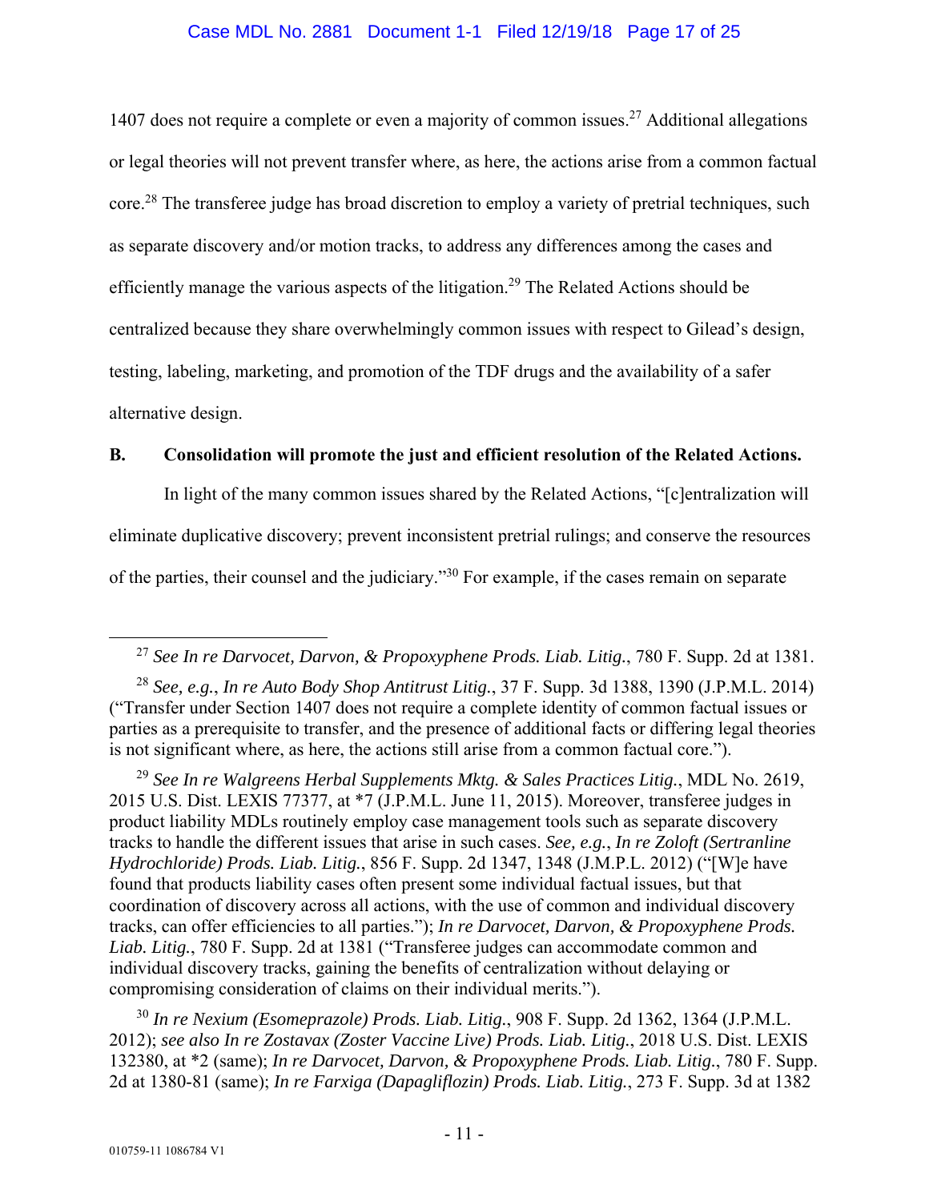1407 does not require a complete or even a majority of common issues.[27] Additional allegations or legal theories will not prevent transfer where, as here, the actions arise from a common factual core.[28] The transferee judge has broad discretion to employ a variety of pretrial techniques, such as separate discovery and/or motion tracks, to address any differences among the cases and efficiently manage the various aspects of the litigation.[29] The Related Actions should be centralized because they share overwhelmingly common issues with respect to Gilead's design, testing, labeling, marketing, and promotion of the TDF drugs and the availability of a safer alternative design.

**B. Consolidation will promote the just and efficient resolution of the Related Actions.**

In light of the many common issues shared by the Related Actions, "[c]entralization will eliminate duplicative discovery; prevent inconsistent pretrial rulings; and conserve the resources of the parties, their counsel and the judiciary."[30] For example, if the cases remain on separate

---

[27] *See In re Darvocet, Darvon, & Propoxyphene Prods. Liab. Litig.*, 780 F. Supp. 2d at 1381.

[28] *See, e.g.*, *In re Auto Body Shop Antitrust Litig.*, 37 F. Supp. 3d 1388, 1390 (J.P.M.L. 2014) ("Transfer under Section 1407 does not require a complete identity of common factual issues or parties as a prerequisite to transfer, and the presence of additional facts or differing legal theories is not significant where, as here, the actions still arise from a common factual core.").

[29] *See In re Walgreens Herbal Supplements Mktg. & Sales Practices Litig.*, MDL No. 2619, 2015 U.S. Dist. LEXIS 77377, at *7 (J.P.M.L. June 11, 2015). Moreover, transferee judges in product liability MDLs routinely employ case management tools such as separate discovery tracks to handle the different issues that arise in such cases. *See, e.g.*, *In re Zoloft (Sertranline Hydrochloride) Prods. Liab. Litig.*, 856 F. Supp. 2d 1347, 1348 (J.M.P.L. 2012) ("[W]e have found that products liability cases often present some individual factual issues, but that coordination of discovery across all actions, with the use of common and individual discovery tracks, can offer efficiencies to all parties."); *In re Darvocet, Darvon, & Propoxyphene Prods. Liab. Litig.*, 780 F. Supp. 2d at 1381 ("Transferee judges can accommodate common and individual discovery tracks, gaining the benefits of centralization without delaying or compromising consideration of claims on their individual merits.").

[30] *In re Nexium (Esomeprazole) Prods. Liab. Litig.*, 908 F. Supp. 2d 1362, 1364 (J.P.M.L. 2012); *see also In re Zostavax (Zoster Vaccine Live) Prods. Liab. Litig.*, 2018 U.S. Dist. LEXIS 132380, at *2 (same); *In re Darvocet, Darvon, & Propoxyphene Prods. Liab. Litig.*, 780 F. Supp. 2d at 1380-81 (same); *In re Farxiga (Dapagliflozin) Prods. Liab. Litig.*, 273 F. Supp. 3d at 1382

010759-11 1086784 V1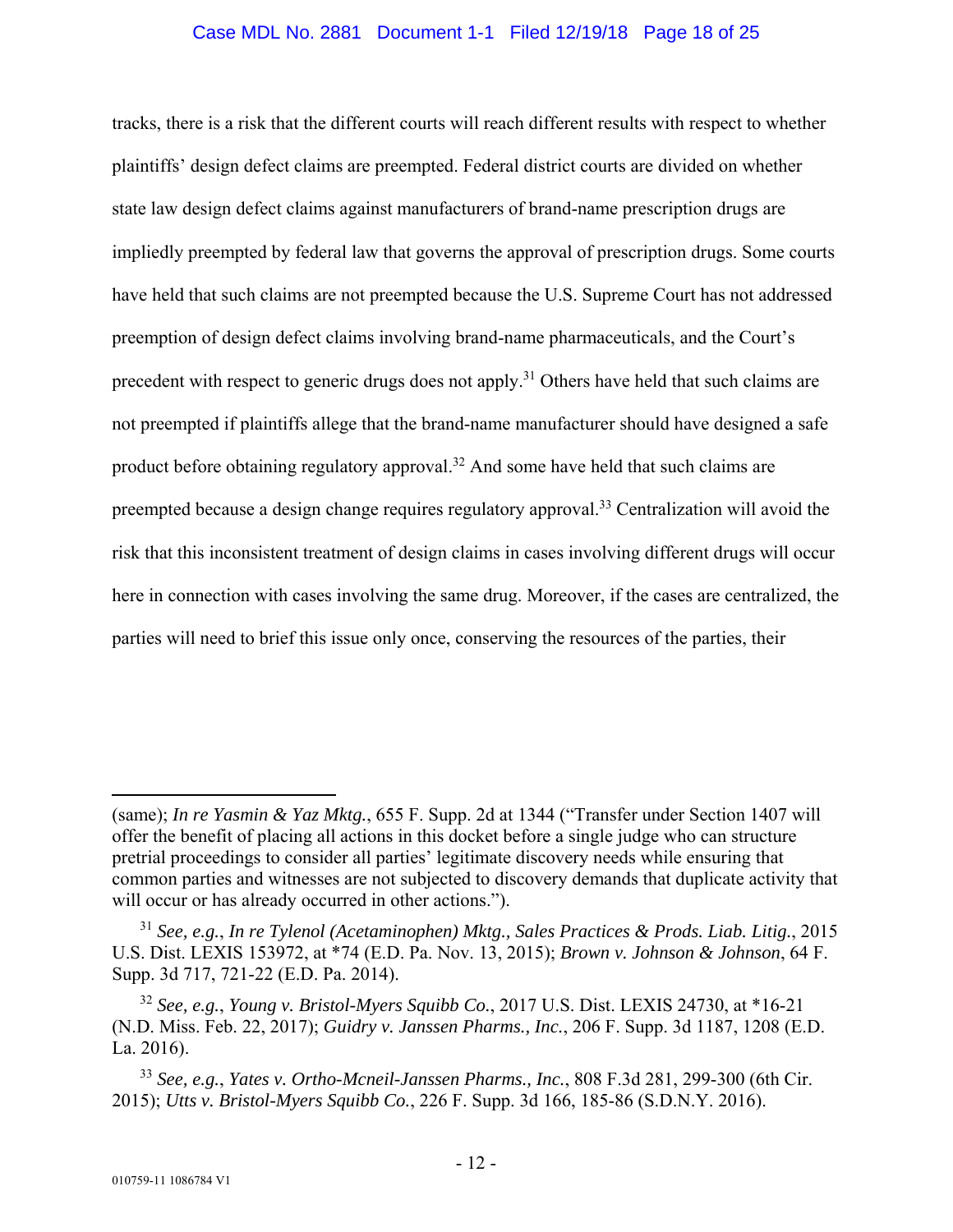tracks, there is a risk that the different courts will reach different results with respect to whether plaintiffs' design defect claims are preempted. Federal district courts are divided on whether state law design defect claims against manufacturers of brand-name prescription drugs are impliedly preempted by federal law that governs the approval of prescription drugs. Some courts have held that such claims are not preempted because the U.S. Supreme Court has not addressed preemption of design defect claims involving brand-name pharmaceuticals, and the Court's precedent with respect to generic drugs does not apply.[31] Others have held that such claims are not preempted if plaintiffs allege that the brand-name manufacturer should have designed a safe product before obtaining regulatory approval.[32] And some have held that such claims are preempted because a design change requires regulatory approval.[33] Centralization will avoid the risk that this inconsistent treatment of design claims in cases involving different drugs will occur here in connection with cases involving the same drug. Moreover, if the cases are centralized, the parties will need to brief this issue only once, conserving the resources of the parties, their

---

(same); *In re Yasmin & Yaz Mktg.*, 655 F. Supp. 2d at 1344 ("Transfer under Section 1407 will offer the benefit of placing all actions in this docket before a single judge who can structure pretrial proceedings to consider all parties' legitimate discovery needs while ensuring that common parties and witnesses are not subjected to discovery demands that duplicate activity that will occur or has already occurred in other actions.").

[31] *See, e.g.*, *In re Tylenol (Acetaminophen) Mktg., Sales Practices & Prods. Liab. Litig.*, 2015 U.S. Dist. LEXIS 153972, at *74 (E.D. Pa. Nov. 13, 2015); *Brown v. Johnson & Johnson*, 64 F. Supp. 3d 717, 721-22 (E.D. Pa. 2014).

[32] *See, e.g.*, *Young v. Bristol-Myers Squibb Co.*, 2017 U.S. Dist. LEXIS 24730, at *16-21 (N.D. Miss. Feb. 22, 2017); *Guidry v. Janssen Pharms., Inc.*, 206 F. Supp. 3d 1187, 1208 (E.D. La. 2016).

[33] *See, e.g.*, *Yates v. Ortho-Mcneil-Janssen Pharms., Inc.*, 808 F.3d 281, 299-300 (6th Cir. 2015); *Utts v. Bristol-Myers Squibb Co.*, 226 F. Supp. 3d 166, 185-86 (S.D.N.Y. 2016).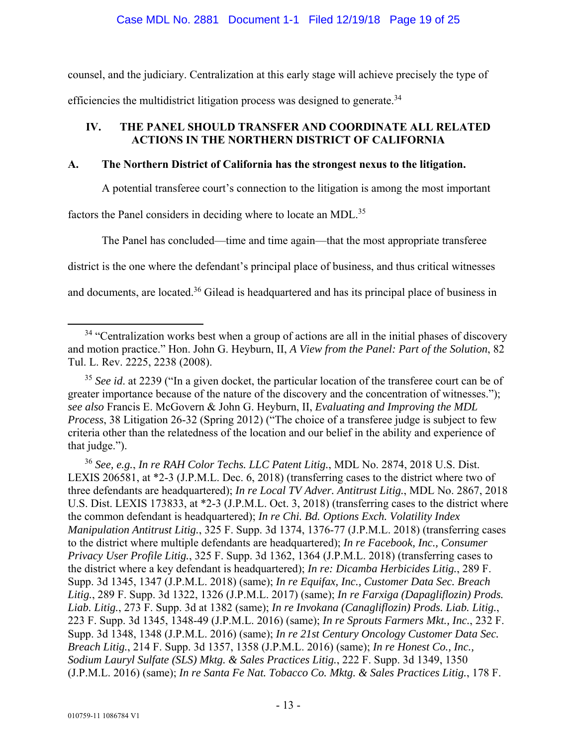counsel, and the judiciary. Centralization at this early stage will achieve precisely the type of efficiencies the multidistrict litigation process was designed to generate.[34]

## IV. THE PANEL SHOULD TRANSFER AND COORDINATE ALL RELATED ACTIONS IN THE NORTHERN DISTRICT OF CALIFORNIA

### A. The Northern District of California has the strongest nexus to the litigation.

A potential transferee court's connection to the litigation is among the most important factors the Panel considers in deciding where to locate an MDL.[35]

The Panel has concluded—time and time again—that the most appropriate transferee district is the one where the defendant's principal place of business, and thus critical witnesses and documents, are located.[36] Gilead is headquartered and has its principal place of business in

---

[34] "Centralization works best when a group of actions are all in the initial phases of discovery and motion practice." Hon. John G. Heyburn, II, *A View from the Panel: Part of the Solution*, 82 Tul. L. Rev. 2225, 2238 (2008).

[35] *See id*. at 2239 ("In a given docket, the particular location of the transferee court can be of greater importance because of the nature of the discovery and the concentration of witnesses."); *see also* Francis E. McGovern & John G. Heyburn, II, *Evaluating and Improving the MDL Process*, 38 Litigation 26-32 (Spring 2012) ("The choice of a transferee judge is subject to few criteria other than the relatedness of the location and our belief in the ability and experience of that judge.").

[36] *See, e.g.*, *In re RAH Color Techs. LLC Patent Litig.*, MDL No. 2874, 2018 U.S. Dist. LEXIS 206581, at *2-3 (J.P.M.L. Dec. 6, 2018) (transferring cases to the district where two of three defendants are headquartered); *In re Local TV Adver. Antitrust Litig.*, MDL No. 2867, 2018 U.S. Dist. LEXIS 173833, at *2-3 (J.P.M.L. Oct. 3, 2018) (transferring cases to the district where the common defendant is headquartered); *In re Chi. Bd. Options Exch. Volatility Index Manipulation Antitrust Litig.*, 325 F. Supp. 3d 1374, 1376-77 (J.P.M.L. 2018) (transferring cases to the district where multiple defendants are headquartered); *In re Facebook, Inc., Consumer Privacy User Profile Litig.*, 325 F. Supp. 3d 1362, 1364 (J.P.M.L. 2018) (transferring cases to the district where a key defendant is headquartered); *In re: Dicamba Herbicides Litig.*, 289 F. Supp. 3d 1345, 1347 (J.P.M.L. 2018) (same); *In re Equifax, Inc., Customer Data Sec. Breach Litig.*, 289 F. Supp. 3d 1322, 1326 (J.P.M.L. 2017) (same); *In re Farxiga (Dapagliflozin) Prods. Liab. Litig.*, 273 F. Supp. 3d at 1382 (same); *In re Invokana (Canagliflozin) Prods. Liab. Litig.*, 223 F. Supp. 3d 1345, 1348-49 (J.P.M.L. 2016) (same); *In re Sprouts Farmers Mkt., Inc.*, 232 F. Supp. 3d 1348, 1348 (J.P.M.L. 2016) (same); *In re 21st Century Oncology Customer Data Sec. Breach Litig.*, 214 F. Supp. 3d 1357, 1358 (J.P.M.L. 2016) (same); *In re Honest Co., Inc., Sodium Lauryl Sulfate (SLS) Mktg. & Sales Practices Litig.*, 222 F. Supp. 3d 1349, 1350 (J.P.M.L. 2016) (same); *In re Santa Fe Nat. Tobacco Co. Mktg. & Sales Practices Litig.*, 178 F.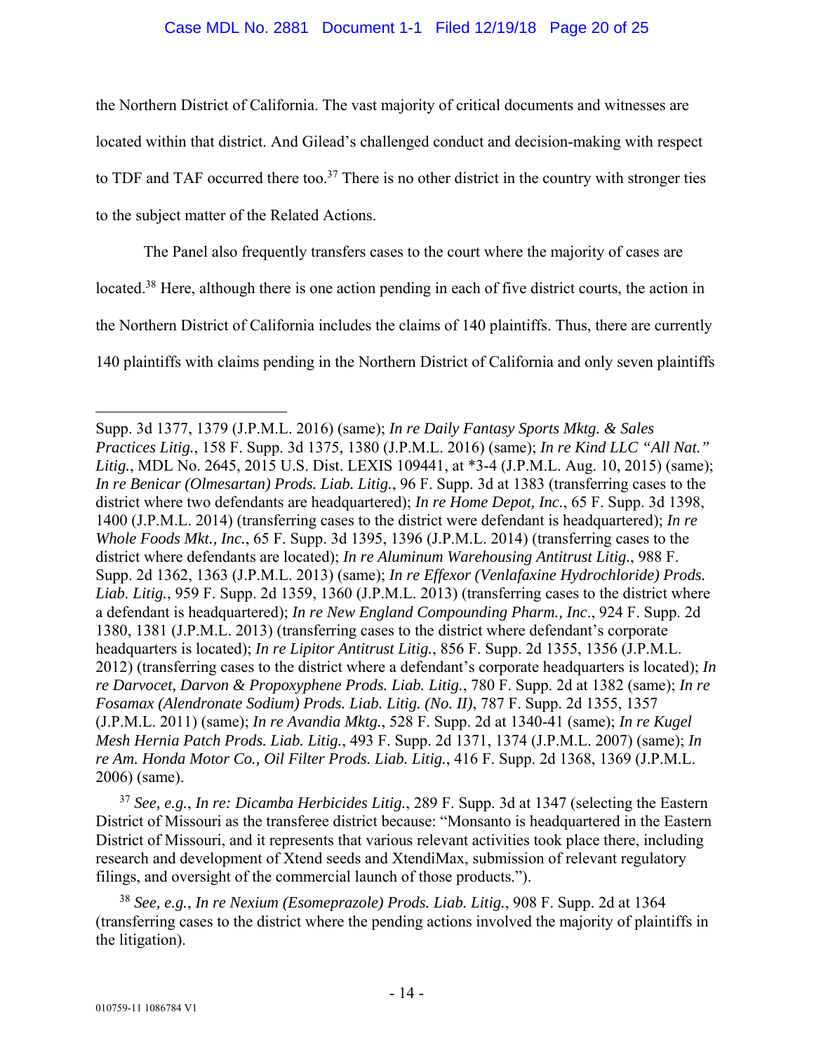the Northern District of California. The vast majority of critical documents and witnesses are located within that district. And Gilead's challenged conduct and decision-making with respect to TDF and TAF occurred there too.[37] There is no other district in the country with stronger ties to the subject matter of the Related Actions.

The Panel also frequently transfers cases to the court where the majority of cases are located.[38] Here, although there is one action pending in each of five district courts, the action in the Northern District of California includes the claims of 140 plaintiffs. Thus, there are currently 140 plaintiffs with claims pending in the Northern District of California and only seven plaintiffs

---

Supp. 3d 1377, 1379 (J.P.M.L. 2016) (same); *In re Daily Fantasy Sports Mktg. & Sales Practices Litig.*, 158 F. Supp. 3d 1375, 1380 (J.P.M.L. 2016) (same); *In re Kind LLC "All Nat." Litig.*, MDL No. 2645, 2015 U.S. Dist. LEXIS 109441, at *3-4 (J.P.M.L. Aug. 10, 2015) (same); *In re Benicar (Olmesartan) Prods. Liab. Litig.*, 96 F. Supp. 3d at 1383 (transferring cases to the district where two defendants are headquartered); *In re Home Depot, Inc.*, 65 F. Supp. 3d 1398, 1400 (J.P.M.L. 2014) (transferring cases to the district were defendant is headquartered); *In re Whole Foods Mkt., Inc.*, 65 F. Supp. 3d 1395, 1396 (J.P.M.L. 2014) (transferring cases to the district where defendants are located); *In re Aluminum Warehousing Antitrust Litig.*, 988 F. Supp. 2d 1362, 1363 (J.P.M.L. 2013) (same); *In re Effexor (Venlafaxine Hydrochloride) Prods. Liab. Litig.*, 959 F. Supp. 2d 1359, 1360 (J.P.M.L. 2013) (transferring cases to the district where a defendant is headquartered); *In re New England Compounding Pharm., Inc*., 924 F. Supp. 2d 1380, 1381 (J.P.M.L. 2013) (transferring cases to the district where defendant's corporate headquarters is located); *In re Lipitor Antitrust Litig.*, 856 F. Supp. 2d 1355, 1356 (J.P.M.L. 2012) (transferring cases to the district where a defendant's corporate headquarters is located); *In re Darvocet, Darvon & Propoxyphene Prods. Liab. Litig.*, 780 F. Supp. 2d at 1382 (same); *In re Fosamax (Alendronate Sodium) Prods. Liab. Litig. (No. II)*, 787 F. Supp. 2d 1355, 1357 (J.P.M.L. 2011) (same); *In re Avandia Mktg.*, 528 F. Supp. 2d at 1340-41 (same); *In re Kugel Mesh Hernia Patch Prods. Liab. Litig.*, 493 F. Supp. 2d 1371, 1374 (J.P.M.L. 2007) (same); *In re Am. Honda Motor Co., Oil Filter Prods. Liab. Litig.*, 416 F. Supp. 2d 1368, 1369 (J.P.M.L. 2006) (same).

[37] *See, e.g.*, *In re: Dicamba Herbicides Litig.*, 289 F. Supp. 3d at 1347 (selecting the Eastern District of Missouri as the transferee district because: "Monsanto is headquartered in the Eastern District of Missouri, and it represents that various relevant activities took place there, including research and development of Xtend seeds and XtendiMax, submission of relevant regulatory filings, and oversight of the commercial launch of those products.").

[38] *See, e.g.*, *In re Nexium (Esomeprazole) Prods. Liab. Litig.*, 908 F. Supp. 2d at 1364 (transferring cases to the district where the pending actions involved the majority of plaintiffs in the litigation).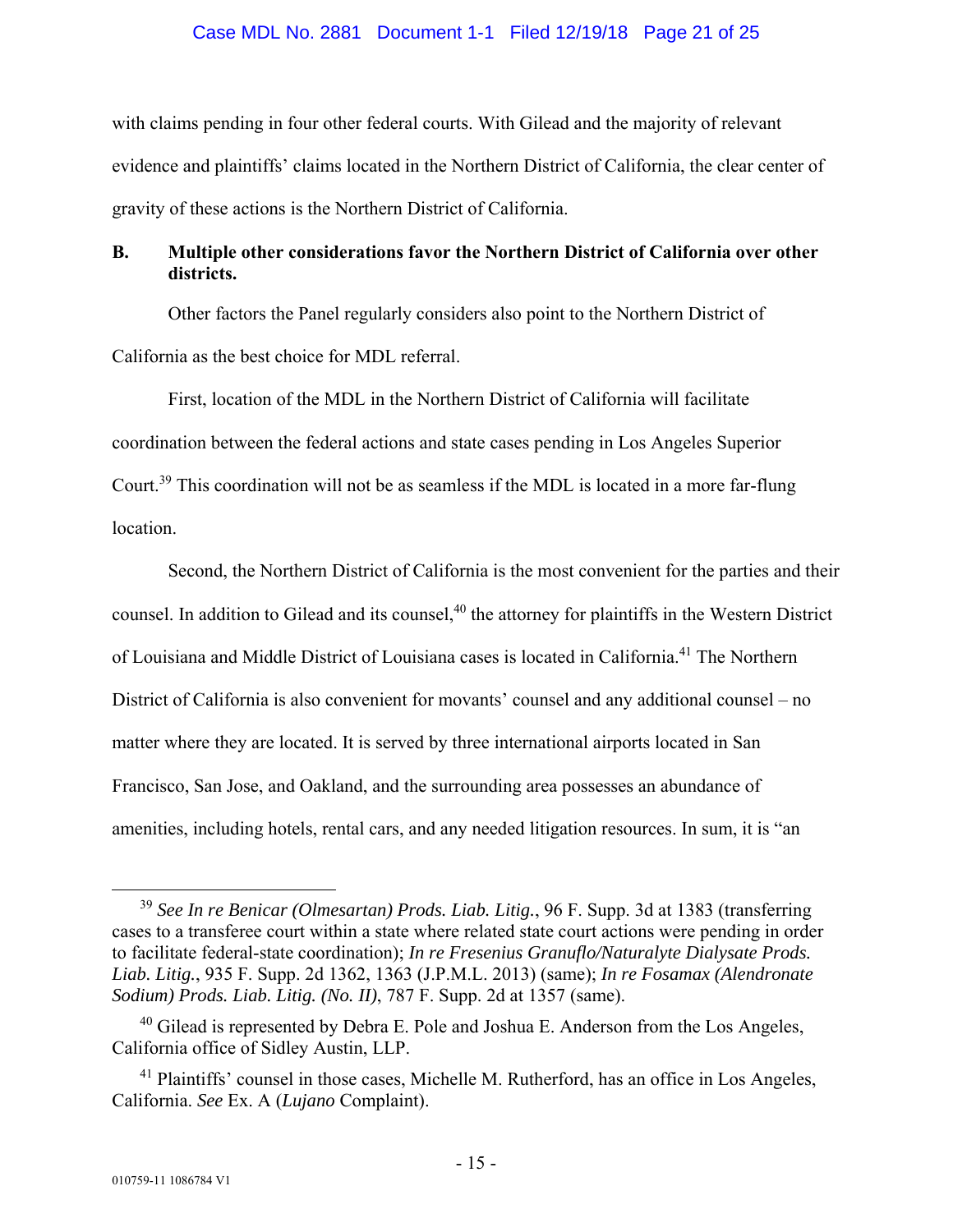with claims pending in four other federal courts. With Gilead and the majority of relevant evidence and plaintiffs' claims located in the Northern District of California, the clear center of gravity of these actions is the Northern District of California.

**B. Multiple other considerations favor the Northern District of California over other districts.**

Other factors the Panel regularly considers also point to the Northern District of California as the best choice for MDL referral.

First, location of the MDL in the Northern District of California will facilitate coordination between the federal actions and state cases pending in Los Angeles Superior Court.[39] This coordination will not be as seamless if the MDL is located in a more far-flung location.

Second, the Northern District of California is the most convenient for the parties and their counsel. In addition to Gilead and its counsel,[40] the attorney for plaintiffs in the Western District of Louisiana and Middle District of Louisiana cases is located in California.[41] The Northern District of California is also convenient for movants' counsel and any additional counsel – no matter where they are located. It is served by three international airports located in San Francisco, San Jose, and Oakland, and the surrounding area possesses an abundance of amenities, including hotels, rental cars, and any needed litigation resources. In sum, it is "an

---

[39] *See In re Benicar (Olmesartan) Prods. Liab. Litig.*, 96 F. Supp. 3d at 1383 (transferring cases to a transferee court within a state where related state court actions were pending in order to facilitate federal-state coordination); *In re Fresenius Granuflo/Naturalyte Dialysate Prods. Liab. Litig.*, 935 F. Supp. 2d 1362, 1363 (J.P.M.L. 2013) (same); *In re Fosamax (Alendronate Sodium) Prods. Liab. Litig. (No. II)*, 787 F. Supp. 2d at 1357 (same).

[40] Gilead is represented by Debra E. Pole and Joshua E. Anderson from the Los Angeles, California office of Sidley Austin, LLP.

[41] Plaintiffs' counsel in those cases, Michelle M. Rutherford, has an office in Los Angeles, California. *See* Ex. A (*Lujano* Complaint).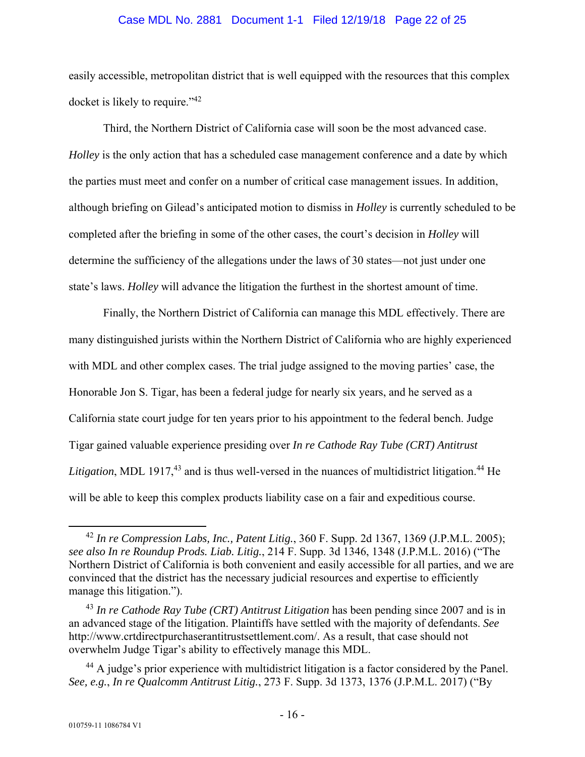easily accessible, metropolitan district that is well equipped with the resources that this complex docket is likely to require."[42]

Third, the Northern District of California case will soon be the most advanced case. *Holley* is the only action that has a scheduled case management conference and a date by which the parties must meet and confer on a number of critical case management issues. In addition, although briefing on Gilead's anticipated motion to dismiss in *Holley* is currently scheduled to be completed after the briefing in some of the other cases, the court's decision in *Holley* will determine the sufficiency of the allegations under the laws of 30 states—not just under one state's laws. *Holley* will advance the litigation the furthest in the shortest amount of time.

Finally, the Northern District of California can manage this MDL effectively. There are many distinguished jurists within the Northern District of California who are highly experienced with MDL and other complex cases. The trial judge assigned to the moving parties' case, the Honorable Jon S. Tigar, has been a federal judge for nearly six years, and he served as a California state court judge for ten years prior to his appointment to the federal bench. Judge Tigar gained valuable experience presiding over *In re Cathode Ray Tube (CRT) Antitrust Litigation*, MDL 1917,[43] and is thus well-versed in the nuances of multidistrict litigation.[44] He will be able to keep this complex products liability case on a fair and expeditious course.

---

[42] *In re Compression Labs, Inc., Patent Litig.*, 360 F. Supp. 2d 1367, 1369 (J.P.M.L. 2005); *see also In re Roundup Prods. Liab. Litig.*, 214 F. Supp. 3d 1346, 1348 (J.P.M.L. 2016) ("The Northern District of California is both convenient and easily accessible for all parties, and we are convinced that the district has the necessary judicial resources and expertise to efficiently manage this litigation.").

[43] *In re Cathode Ray Tube (CRT) Antitrust Litigation* has been pending since 2007 and is in an advanced stage of the litigation. Plaintiffs have settled with the majority of defendants. *See* http://www.crtdirectpurchaserantitrustsettlement.com/. As a result, that case should not overwhelm Judge Tigar's ability to effectively manage this MDL.

[44] A judge's prior experience with multidistrict litigation is a factor considered by the Panel. *See, e.g.*, *In re Qualcomm Antitrust Litig.*, 273 F. Supp. 3d 1373, 1376 (J.P.M.L. 2017) ("By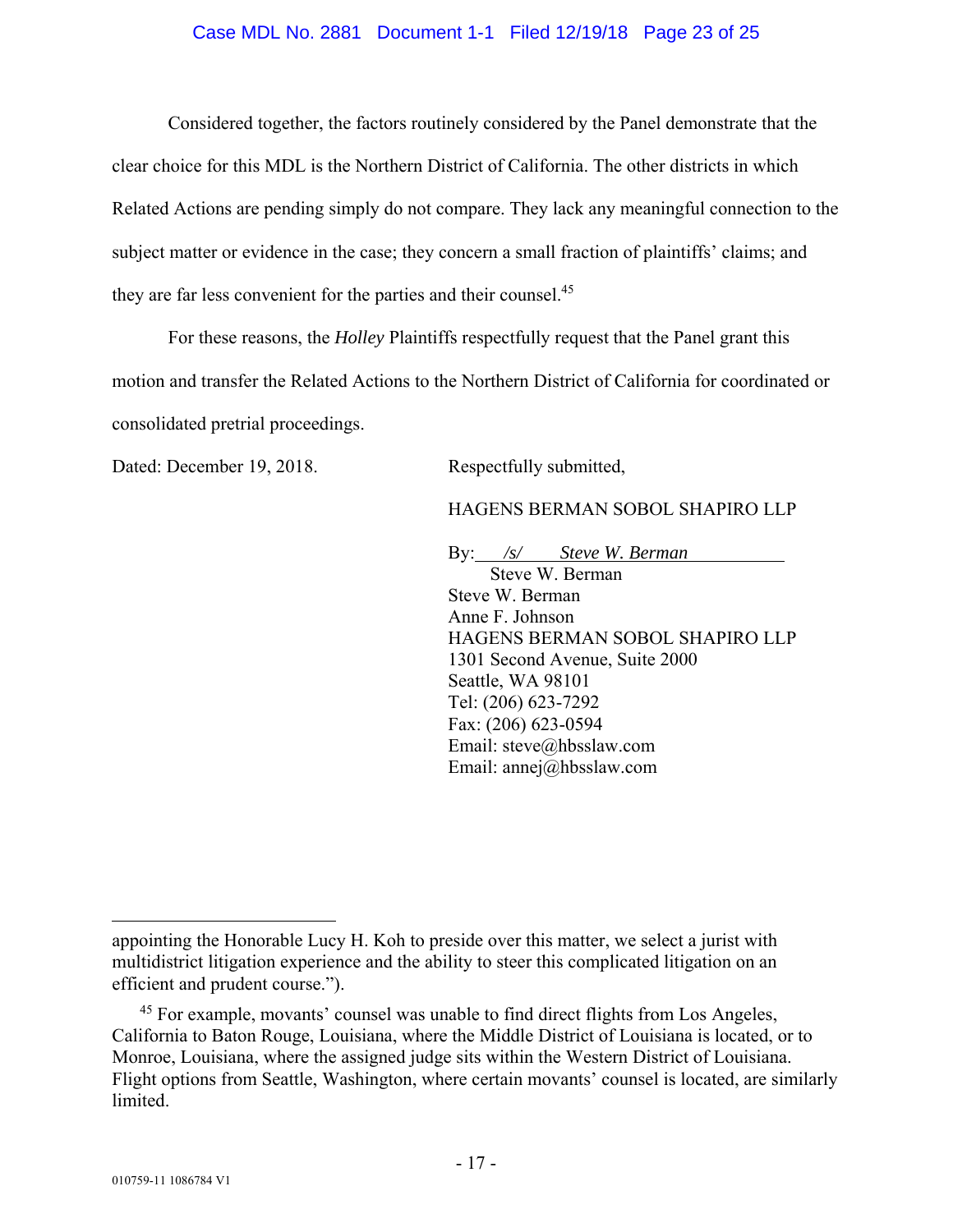Considered together, the factors routinely considered by the Panel demonstrate that the clear choice for this MDL is the Northern District of California. The other districts in which Related Actions are pending simply do not compare. They lack any meaningful connection to the subject matter or evidence in the case; they concern a small fraction of plaintiffs' claims; and they are far less convenient for the parties and their counsel.[45]

For these reasons, the *Holley* Plaintiffs respectfully request that the Panel grant this motion and transfer the Related Actions to the Northern District of California for coordinated or consolidated pretrial proceedings.

Dated: December 19, 2018.

Respectfully submitted,

HAGENS BERMAN SOBOL SHAPIRO LLP

By: */s/ Steve W. Berman*
Steve W. Berman
Steve W. Berman
Anne F. Johnson
HAGENS BERMAN SOBOL SHAPIRO LLP
1301 Second Avenue, Suite 2000
Seattle, WA 98101
Tel: (206) 623-7292
Fax: (206) 623-0594
Email: steve@hbsslaw.com
Email: annej@hbsslaw.com

---

appointing the Honorable Lucy H. Koh to preside over this matter, we select a jurist with multidistrict litigation experience and the ability to steer this complicated litigation on an efficient and prudent course.").

[45] For example, movants' counsel was unable to find direct flights from Los Angeles, California to Baton Rouge, Louisiana, where the Middle District of Louisiana is located, or to Monroe, Louisiana, where the assigned judge sits within the Western District of Louisiana. Flight options from Seattle, Washington, where certain movants' counsel is located, are similarly limited.

010759-11 1086784 V1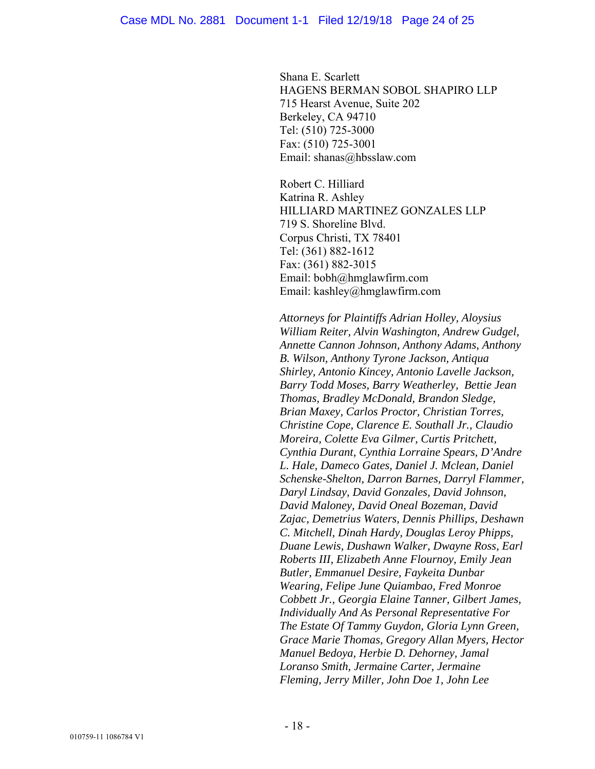Shana E. Scarlett
HAGENS BERMAN SOBOL SHAPIRO LLP
715 Hearst Avenue, Suite 202
Berkeley, CA 94710
Tel: (510) 725-3000
Fax: (510) 725-3001
Email: shanas@hbsslaw.com

Robert C. Hilliard
Katrina R. Ashley
HILLIARD MARTINEZ GONZALES LLP
719 S. Shoreline Blvd.
Corpus Christi, TX 78401
Tel: (361) 882-1612
Fax: (361) 882-3015
Email: bobh@hmglawfirm.com
Email: kashley@hmglawfirm.com

*Attorneys for Plaintiffs Adrian Holley, Aloysius William Reiter, Alvin Washington, Andrew Gudgel, Annette Cannon Johnson, Anthony Adams, Anthony B. Wilson, Anthony Tyrone Jackson, Antiqua Shirley, Antonio Kincey, Antonio Lavelle Jackson, Barry Todd Moses, Barry Weatherley, Bettie Jean Thomas, Bradley McDonald, Brandon Sledge, Brian Maxey, Carlos Proctor, Christian Torres, Christine Cope, Clarence E. Southall Jr., Claudio Moreira, Colette Eva Gilmer, Curtis Pritchett, Cynthia Durant, Cynthia Lorraine Spears, D'Andre L. Hale, Dameco Gates, Daniel J. Mclean, Daniel Schenske-Shelton, Darron Barnes, Darryl Flammer, Daryl Lindsay, David Gonzales, David Johnson, David Maloney, David Oneal Bozeman, David Zajac, Demetrius Waters, Dennis Phillips, Deshawn C. Mitchell, Dinah Hardy, Douglas Leroy Phipps, Duane Lewis, Dushawn Walker, Dwayne Ross, Earl Roberts III, Elizabeth Anne Flournoy, Emily Jean Butler, Emmanuel Desire, Faykeita Dunbar Wearing, Felipe June Quiambao, Fred Monroe Cobbett Jr., Georgia Elaine Tanner, Gilbert James, Individually And As Personal Representative For The Estate Of Tammy Guydon, Gloria Lynn Green, Grace Marie Thomas, Gregory Allan Myers, Hector Manuel Bedoya, Herbie D. Dehorney, Jamal Loranso Smith, Jermaine Carter, Jermaine Fleming, Jerry Miller, John Doe 1, John Lee*

010759-11 1086784 V1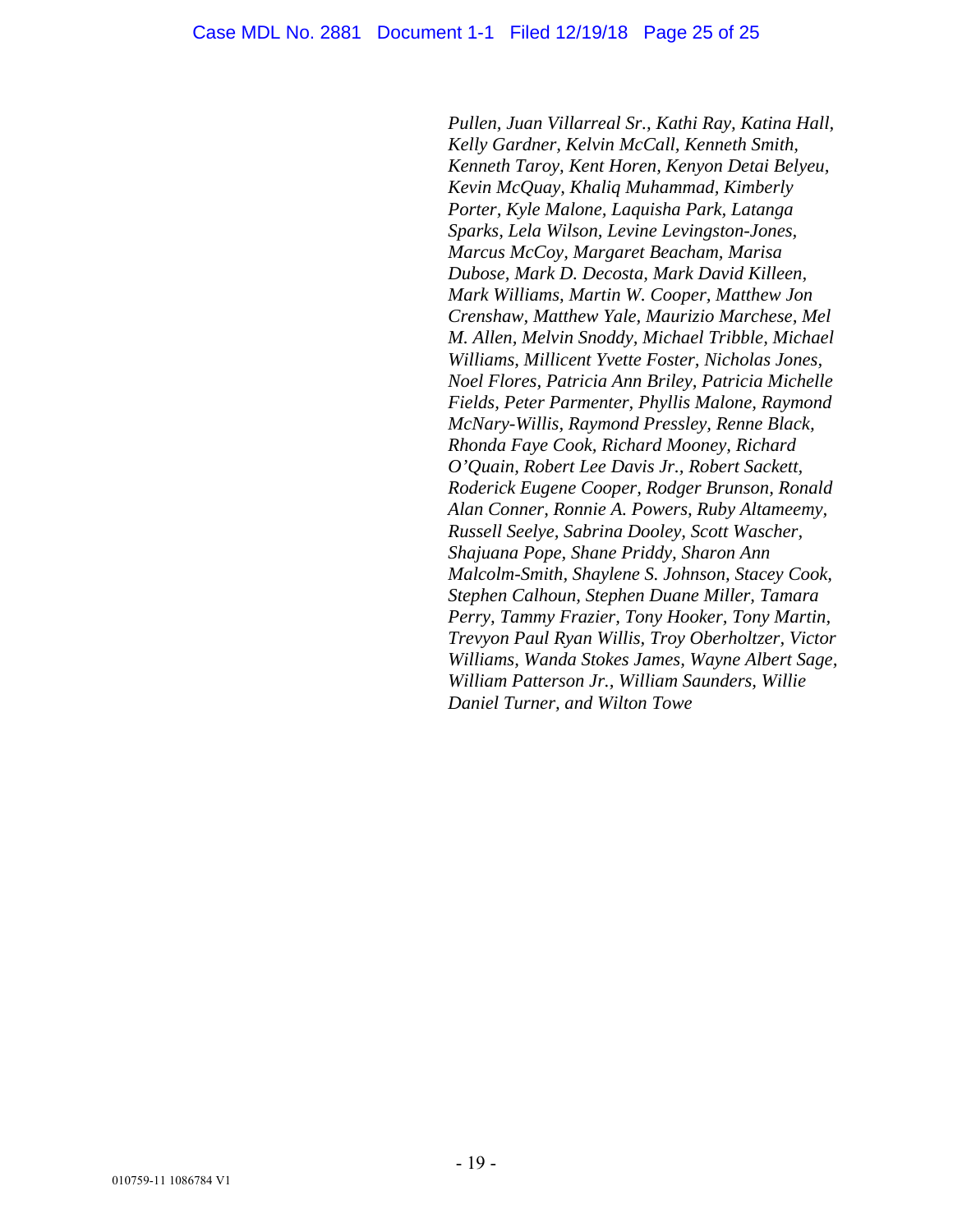*Pullen, Juan Villarreal Sr., Kathi Ray, Katina Hall, Kelly Gardner, Kelvin McCall, Kenneth Smith, Kenneth Taroy, Kent Horen, Kenyon Detai Belyeu, Kevin McQuay, Khaliq Muhammad, Kimberly Porter, Kyle Malone, Laquisha Park, Latanga Sparks, Lela Wilson, Levine Levingston-Jones, Marcus McCoy, Margaret Beacham, Marisa Dubose, Mark D. Decosta, Mark David Killeen, Mark Williams, Martin W. Cooper, Matthew Jon Crenshaw, Matthew Yale, Maurizio Marchese, Mel M. Allen, Melvin Snoddy, Michael Tribble, Michael Williams, Millicent Yvette Foster, Nicholas Jones, Noel Flores, Patricia Ann Briley, Patricia Michelle Fields, Peter Parmenter, Phyllis Malone, Raymond McNary-Willis, Raymond Pressley, Renne Black, Rhonda Faye Cook, Richard Mooney, Richard O'Quain, Robert Lee Davis Jr., Robert Sackett, Roderick Eugene Cooper, Rodger Brunson, Ronald Alan Conner, Ronnie A. Powers, Ruby Altameemy, Russell Seelye, Sabrina Dooley, Scott Wascher, Shajuana Pope, Shane Priddy, Sharon Ann Malcolm-Smith, Shaylene S. Johnson, Stacey Cook, Stephen Calhoun, Stephen Duane Miller, Tamara Perry, Tammy Frazier, Tony Hooker, Tony Martin, Trevyon Paul Ryan Willis, Troy Oberholtzer, Victor Williams, Wanda Stokes James, Wayne Albert Sage, William Patterson Jr., William Saunders, Willie Daniel Turner, and Wilton Towe*

010759-11 1086784 V1